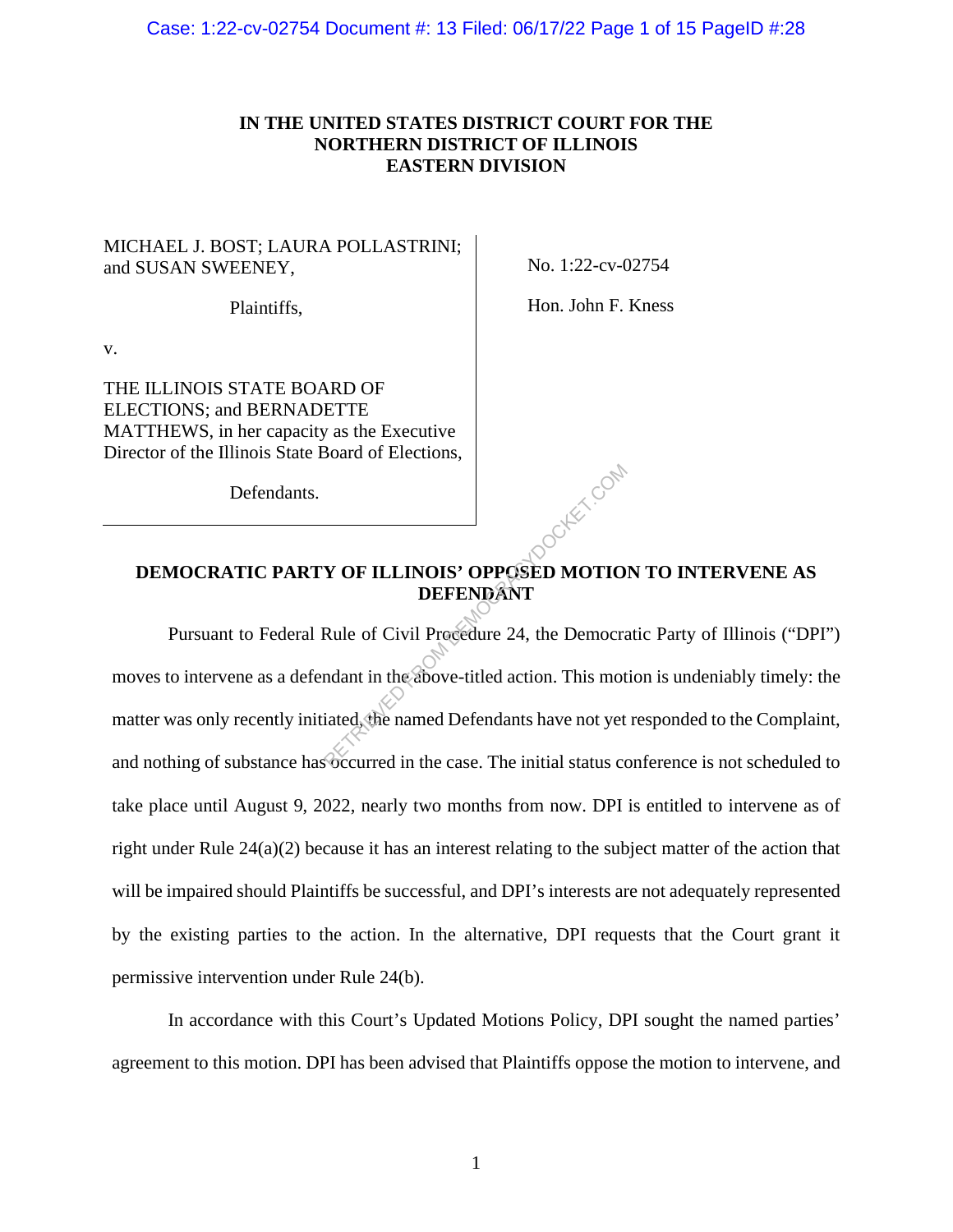**IN THE UNITED STATES DISTRICT COURT FOR THE NORTHERN DISTRICT OF ILLINOIS EASTERN DIVISION**

| | |
|---|---|
| MICHAEL J. BOST; LAURA POLLASTRINI; and SUSAN SWEENEY,<br><br>Plaintiffs,<br><br>v.<br><br>THE ILLINOIS STATE BOARD OF ELECTIONS; and BERNADETTE MATTHEWS, in her capacity as the Executive Director of the Illinois State Board of Elections,<br><br>Defendants. | No. 1:22-cv-02754<br><br>Hon. John F. Kness |

## DEMOCRATIC PARTY OF ILLINOIS' OPPOSED MOTION TO INTERVENE AS DEFENDANT

Pursuant to Federal Rule of Civil Procedure 24, the Democratic Party of Illinois ("DPI") moves to intervene as a defendant in the above-titled action. This motion is undeniably timely: the matter was only recently initiated, the named Defendants have not yet responded to the Complaint, and nothing of substance has occurred in the case. The initial status conference is not scheduled to take place until August 9, 2022, nearly two months from now. DPI is entitled to intervene as of right under Rule 24(a)(2) because it has an interest relating to the subject matter of the action that will be impaired should Plaintiffs be successful, and DPI's interests are not adequately represented by the existing parties to the action. In the alternative, DPI requests that the Court grant it permissive intervention under Rule 24(b).

In accordance with this Court's Updated Motions Policy, DPI sought the named parties' agreement to this motion. DPI has been advised that Plaintiffs oppose the motion to intervene, and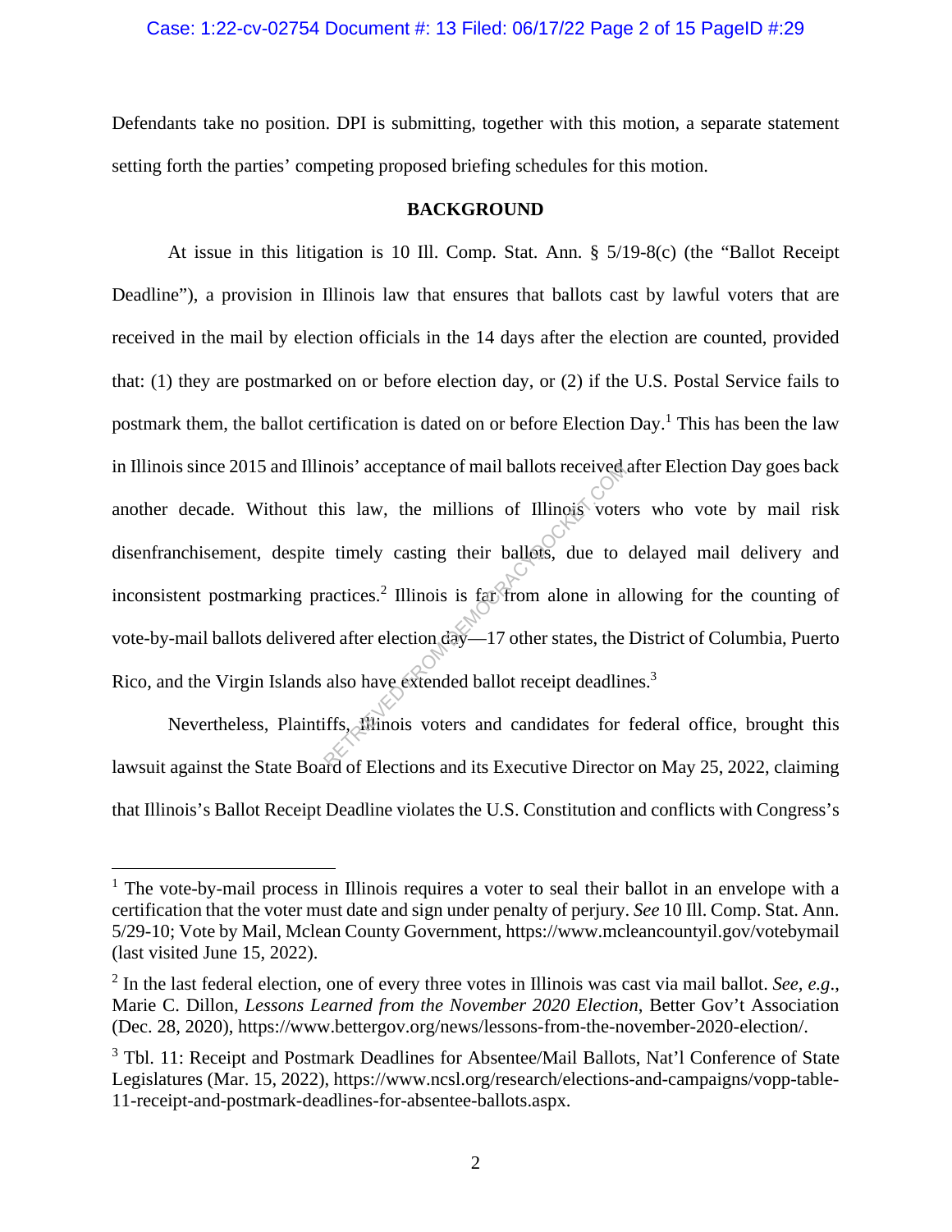Defendants take no position. DPI is submitting, together with this motion, a separate statement setting forth the parties' competing proposed briefing schedules for this motion.

## BACKGROUND

At issue in this litigation is 10 Ill. Comp. Stat. Ann. § 5/19-8(c) (the "Ballot Receipt Deadline"), a provision in Illinois law that ensures that ballots cast by lawful voters that are received in the mail by election officials in the 14 days after the election are counted, provided that: (1) they are postmarked on or before election day, or (2) if the U.S. Postal Service fails to postmark them, the ballot certification is dated on or before Election Day.[1] This has been the law in Illinois since 2015 and Illinois' acceptance of mail ballots received after Election Day goes back another decade. Without this law, the millions of Illinois voters who vote by mail risk disenfranchisement, despite timely casting their ballots, due to delayed mail delivery and inconsistent postmarking practices.[2] Illinois is far from alone in allowing for the counting of vote-by-mail ballots delivered after election day—17 other states, the District of Columbia, Puerto Rico, and the Virgin Islands also have extended ballot receipt deadlines.[3]

Nevertheless, Plaintiffs, Illinois voters and candidates for federal office, brought this lawsuit against the State Board of Elections and its Executive Director on May 25, 2022, claiming that Illinois's Ballot Receipt Deadline violates the U.S. Constitution and conflicts with Congress's

---

[1] The vote-by-mail process in Illinois requires a voter to seal their ballot in an envelope with a certification that the voter must date and sign under penalty of perjury. *See* 10 Ill. Comp. Stat. Ann. 5/29-10; Vote by Mail, Mclean County Government, https://www.mcleancountyil.gov/votebymail (last visited June 15, 2022).

[2] In the last federal election, one of every three votes in Illinois was cast via mail ballot. *See, e.g.*, Marie C. Dillon, *Lessons Learned from the November 2020 Election*, Better Gov't Association (Dec. 28, 2020), https://www.bettergov.org/news/lessons-from-the-november-2020-election/.

[3] Tbl. 11: Receipt and Postmark Deadlines for Absentee/Mail Ballots, Nat'l Conference of State Legislatures (Mar. 15, 2022), https://www.ncsl.org/research/elections-and-campaigns/vopp-table-11-receipt-and-postmark-deadlines-for-absentee-ballots.aspx.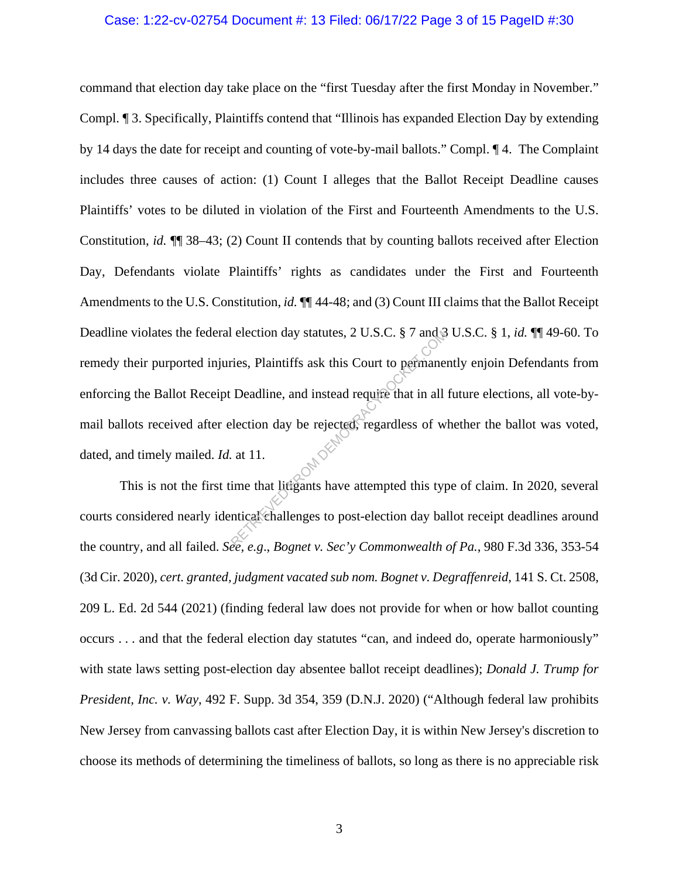command that election day take place on the "first Tuesday after the first Monday in November." Compl. ¶ 3. Specifically, Plaintiffs contend that "Illinois has expanded Election Day by extending by 14 days the date for receipt and counting of vote-by-mail ballots." Compl. ¶ 4. The Complaint includes three causes of action: (1) Count I alleges that the Ballot Receipt Deadline causes Plaintiffs' votes to be diluted in violation of the First and Fourteenth Amendments to the U.S. Constitution, *id.* ¶¶ 38–43; (2) Count II contends that by counting ballots received after Election Day, Defendants violate Plaintiffs' rights as candidates under the First and Fourteenth Amendments to the U.S. Constitution, *id.* ¶¶ 44-48; and (3) Count III claims that the Ballot Receipt Deadline violates the federal election day statutes, 2 U.S.C. § 7 and 3 U.S.C. § 1, *id.* ¶¶ 49-60. To remedy their purported injuries, Plaintiffs ask this Court to permanently enjoin Defendants from enforcing the Ballot Receipt Deadline, and instead require that in all future elections, all vote-by-mail ballots received after election day be rejected, regardless of whether the ballot was voted, dated, and timely mailed. *Id.* at 11.

This is not the first time that litigants have attempted this type of claim. In 2020, several courts considered nearly identical challenges to post-election day ballot receipt deadlines around the country, and all failed. *See, e.g.*, *Bognet v. Sec'y Commonwealth of Pa.*, 980 F.3d 336, 353-54 (3d Cir. 2020), *cert. granted, judgment vacated sub nom. Bognet v. Degraffenreid*, 141 S. Ct. 2508, 209 L. Ed. 2d 544 (2021) (finding federal law does not provide for when or how ballot counting occurs . . . and that the federal election day statutes "can, and indeed do, operate harmoniously" with state laws setting post-election day absentee ballot receipt deadlines); *Donald J. Trump for President, Inc. v. Way*, 492 F. Supp. 3d 354, 359 (D.N.J. 2020) ("Although federal law prohibits New Jersey from canvassing ballots cast after Election Day, it is within New Jersey's discretion to choose its methods of determining the timeliness of ballots, so long as there is no appreciable risk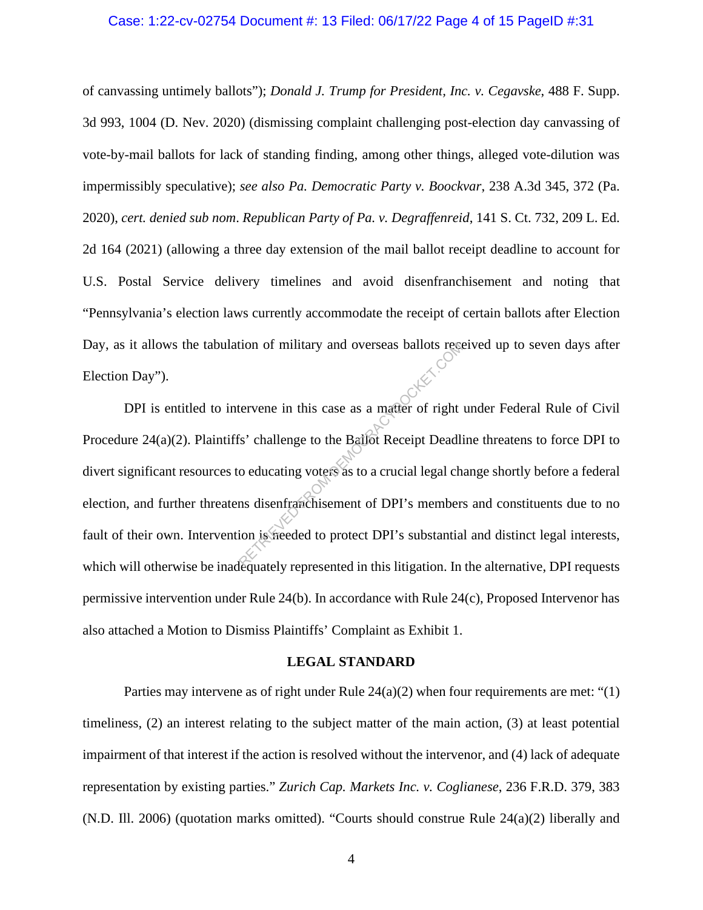of canvassing untimely ballots"); *Donald J. Trump for President, Inc. v. Cegavske*, 488 F. Supp. 3d 993, 1004 (D. Nev. 2020) (dismissing complaint challenging post-election day canvassing of vote-by-mail ballots for lack of standing finding, among other things, alleged vote-dilution was impermissibly speculative); *see also Pa. Democratic Party v. Boockvar*, 238 A.3d 345, 372 (Pa. 2020), *cert. denied sub nom*. *Republican Party of Pa. v. Degraffenreid*, 141 S. Ct. 732, 209 L. Ed. 2d 164 (2021) (allowing a three day extension of the mail ballot receipt deadline to account for U.S. Postal Service delivery timelines and avoid disenfranchisement and noting that "Pennsylvania's election laws currently accommodate the receipt of certain ballots after Election Day, as it allows the tabulation of military and overseas ballots received up to seven days after Election Day").

DPI is entitled to intervene in this case as a matter of right under Federal Rule of Civil Procedure 24(a)(2). Plaintiffs' challenge to the Ballot Receipt Deadline threatens to force DPI to divert significant resources to educating voters as to a crucial legal change shortly before a federal election, and further threatens disenfranchisement of DPI's members and constituents due to no fault of their own. Intervention is needed to protect DPI's substantial and distinct legal interests, which will otherwise be inadequately represented in this litigation. In the alternative, DPI requests permissive intervention under Rule 24(b). In accordance with Rule 24(c), Proposed Intervenor has also attached a Motion to Dismiss Plaintiffs' Complaint as Exhibit 1.

## LEGAL STANDARD

Parties may intervene as of right under Rule 24(a)(2) when four requirements are met: "(1) timeliness, (2) an interest relating to the subject matter of the main action, (3) at least potential impairment of that interest if the action is resolved without the intervenor, and (4) lack of adequate representation by existing parties." *Zurich Cap. Markets Inc. v. Coglianese*, 236 F.R.D. 379, 383 (N.D. Ill. 2006) (quotation marks omitted). "Courts should construe Rule 24(a)(2) liberally and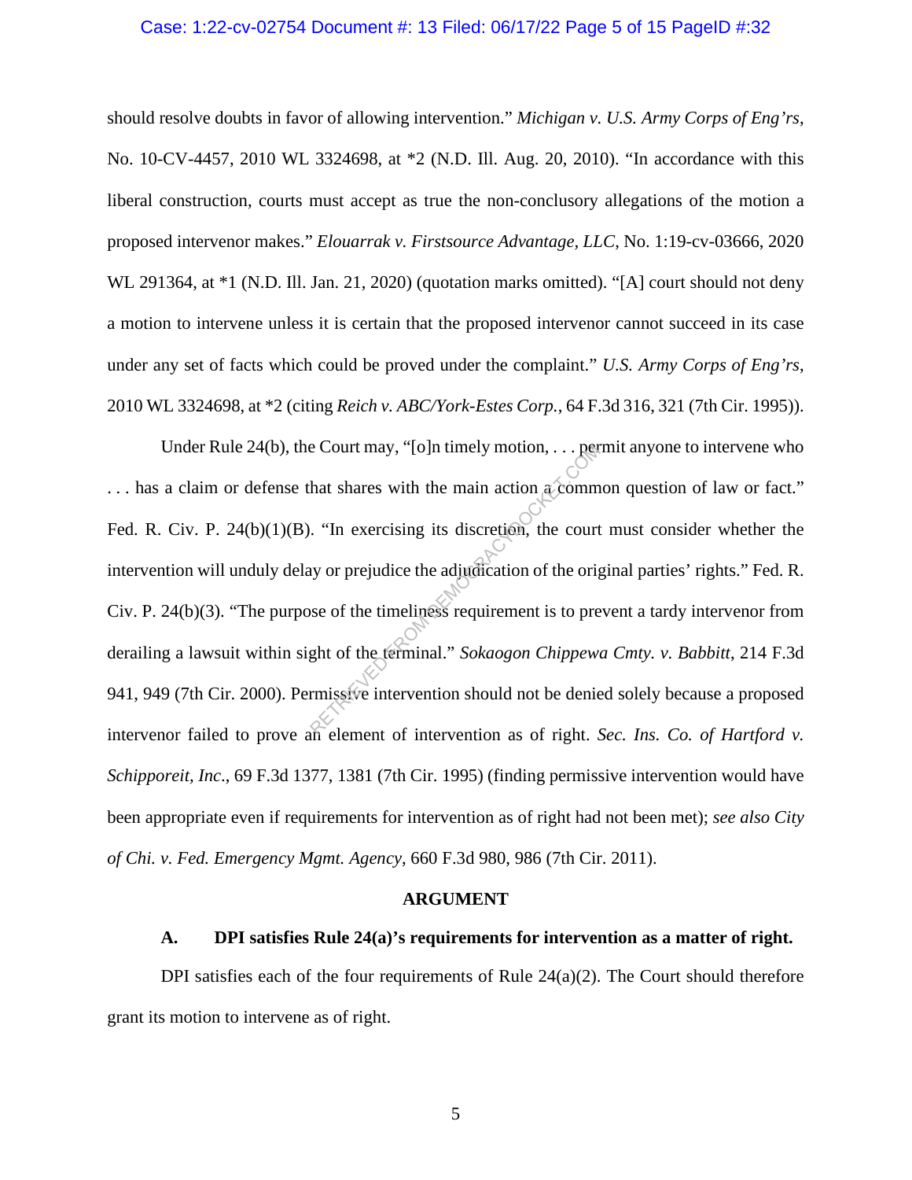should resolve doubts in favor of allowing intervention." *Michigan v. U.S. Army Corps of Eng'rs*, No. 10-CV-4457, 2010 WL 3324698, at *2 (N.D. Ill. Aug. 20, 2010). "In accordance with this liberal construction, courts must accept as true the non-conclusory allegations of the motion a proposed intervenor makes." *Elouarrak v. Firstsource Advantage, LLC*, No. 1:19-cv-03666, 2020 WL 291364, at *1 (N.D. Ill. Jan. 21, 2020) (quotation marks omitted). "[A] court should not deny a motion to intervene unless it is certain that the proposed intervenor cannot succeed in its case under any set of facts which could be proved under the complaint." *U.S. Army Corps of Eng'rs*, 2010 WL 3324698, at *2 (citing *Reich v. ABC/York-Estes Corp.*, 64 F.3d 316, 321 (7th Cir. 1995)).

Under Rule 24(b), the Court may, "[o]n timely motion, . . . permit anyone to intervene who . . . has a claim or defense that shares with the main action a common question of law or fact." Fed. R. Civ. P. 24(b)(1)(B). "In exercising its discretion, the court must consider whether the intervention will unduly delay or prejudice the adjudication of the original parties' rights." Fed. R. Civ. P. 24(b)(3). "The purpose of the timeliness requirement is to prevent a tardy intervenor from derailing a lawsuit within sight of the terminal." *Sokaogon Chippewa Cmty. v. Babbitt*, 214 F.3d 941, 949 (7th Cir. 2000). Permissive intervention should not be denied solely because a proposed intervenor failed to prove an element of intervention as of right. *Sec. Ins. Co. of Hartford v. Schipporeit, Inc.*, 69 F.3d 1377, 1381 (7th Cir. 1995) (finding permissive intervention would have been appropriate even if requirements for intervention as of right had not been met); *see also City of Chi. v. Fed. Emergency Mgmt. Agency*, 660 F.3d 980, 986 (7th Cir. 2011).

## ARGUMENT

### A. DPI satisfies Rule 24(a)'s requirements for intervention as a matter of right.

DPI satisfies each of the four requirements of Rule 24(a)(2). The Court should therefore grant its motion to intervene as of right.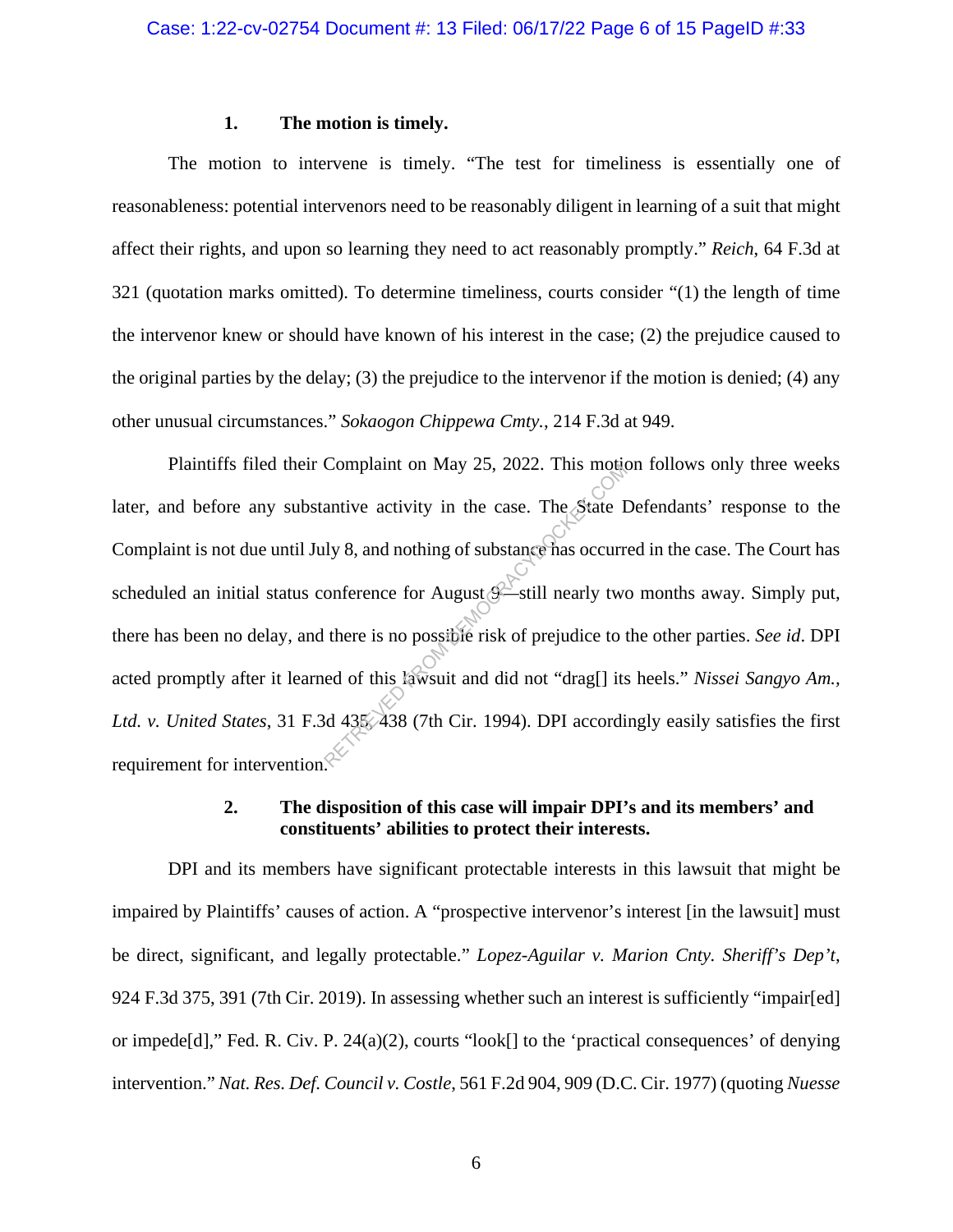### 1. The motion is timely.

The motion to intervene is timely. "The test for timeliness is essentially one of reasonableness: potential intervenors need to be reasonably diligent in learning of a suit that might affect their rights, and upon so learning they need to act reasonably promptly." *Reich*, 64 F.3d at 321 (quotation marks omitted). To determine timeliness, courts consider "(1) the length of time the intervenor knew or should have known of his interest in the case; (2) the prejudice caused to the original parties by the delay; (3) the prejudice to the intervenor if the motion is denied; (4) any other unusual circumstances." *Sokaogon Chippewa Cmty.*, 214 F.3d at 949.

Plaintiffs filed their Complaint on May 25, 2022. This motion follows only three weeks later, and before any substantive activity in the case. The State Defendants' response to the Complaint is not due until July 8, and nothing of substance has occurred in the case. The Court has scheduled an initial status conference for August 9—still nearly two months away. Simply put, there has been no delay, and there is no possible risk of prejudice to the other parties. *See id*. DPI acted promptly after it learned of this lawsuit and did not "drag[] its heels." *Nissei Sangyo Am., Ltd. v. United States*, 31 F.3d 435, 438 (7th Cir. 1994). DPI accordingly easily satisfies the first requirement for intervention.

### 2. The disposition of this case will impair DPI's and its members' and constituents' abilities to protect their interests.

DPI and its members have significant protectable interests in this lawsuit that might be impaired by Plaintiffs' causes of action. A "prospective intervenor's interest [in the lawsuit] must be direct, significant, and legally protectable." *Lopez-Aguilar v. Marion Cnty. Sheriff's Dep't*, 924 F.3d 375, 391 (7th Cir. 2019). In assessing whether such an interest is sufficiently "impair[ed] or impede[d]," Fed. R. Civ. P. 24(a)(2), courts "look[] to the 'practical consequences' of denying intervention." *Nat. Res. Def. Council v. Costle*, 561 F.2d 904, 909 (D.C. Cir. 1977) (quoting *Nuesse*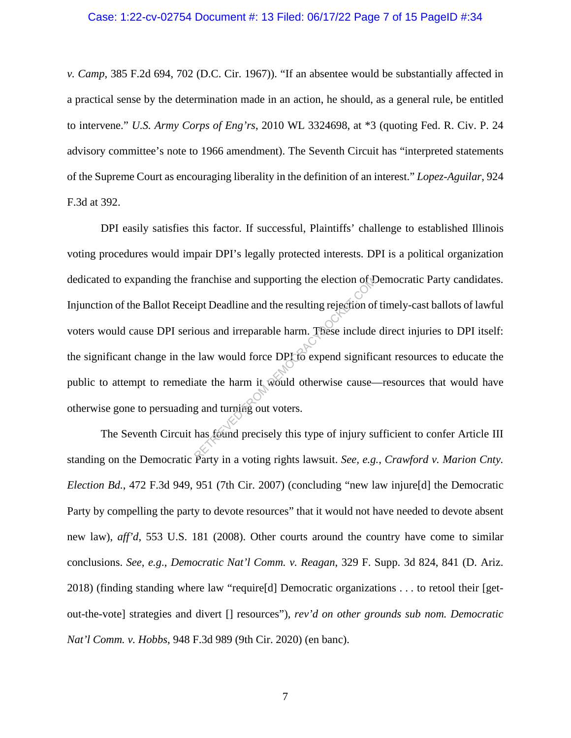*v. Camp*, 385 F.2d 694, 702 (D.C. Cir. 1967)). "If an absentee would be substantially affected in a practical sense by the determination made in an action, he should, as a general rule, be entitled to intervene." *U.S. Army Corps of Eng'rs*, 2010 WL 3324698, at *3 (quoting Fed. R. Civ. P. 24 advisory committee's note to 1966 amendment). The Seventh Circuit has "interpreted statements of the Supreme Court as encouraging liberality in the definition of an interest." *Lopez-Aguilar*, 924 F.3d at 392.

DPI easily satisfies this factor. If successful, Plaintiffs' challenge to established Illinois voting procedures would impair DPI's legally protected interests. DPI is a political organization dedicated to expanding the franchise and supporting the election of Democratic Party candidates. Injunction of the Ballot Receipt Deadline and the resulting rejection of timely-cast ballots of lawful voters would cause DPI serious and irreparable harm. These include direct injuries to DPI itself: the significant change in the law would force DPI to expend significant resources to educate the public to attempt to remediate the harm it would otherwise cause—resources that would have otherwise gone to persuading and turning out voters.

The Seventh Circuit has found precisely this type of injury sufficient to confer Article III standing on the Democratic Party in a voting rights lawsuit. *See, e.g.*, *Crawford v. Marion Cnty. Election Bd.*, 472 F.3d 949, 951 (7th Cir. 2007) (concluding "new law injure[d] the Democratic Party by compelling the party to devote resources" that it would not have needed to devote absent new law), *aff'd*, 553 U.S. 181 (2008). Other courts around the country have come to similar conclusions. *See, e.g.*, *Democratic Nat'l Comm. v. Reagan*, 329 F. Supp. 3d 824, 841 (D. Ariz. 2018) (finding standing where law "require[d] Democratic organizations . . . to retool their [get-out-the-vote] strategies and divert [] resources"), *rev'd on other grounds sub nom. Democratic Nat'l Comm. v. Hobbs*, 948 F.3d 989 (9th Cir. 2020) (en banc).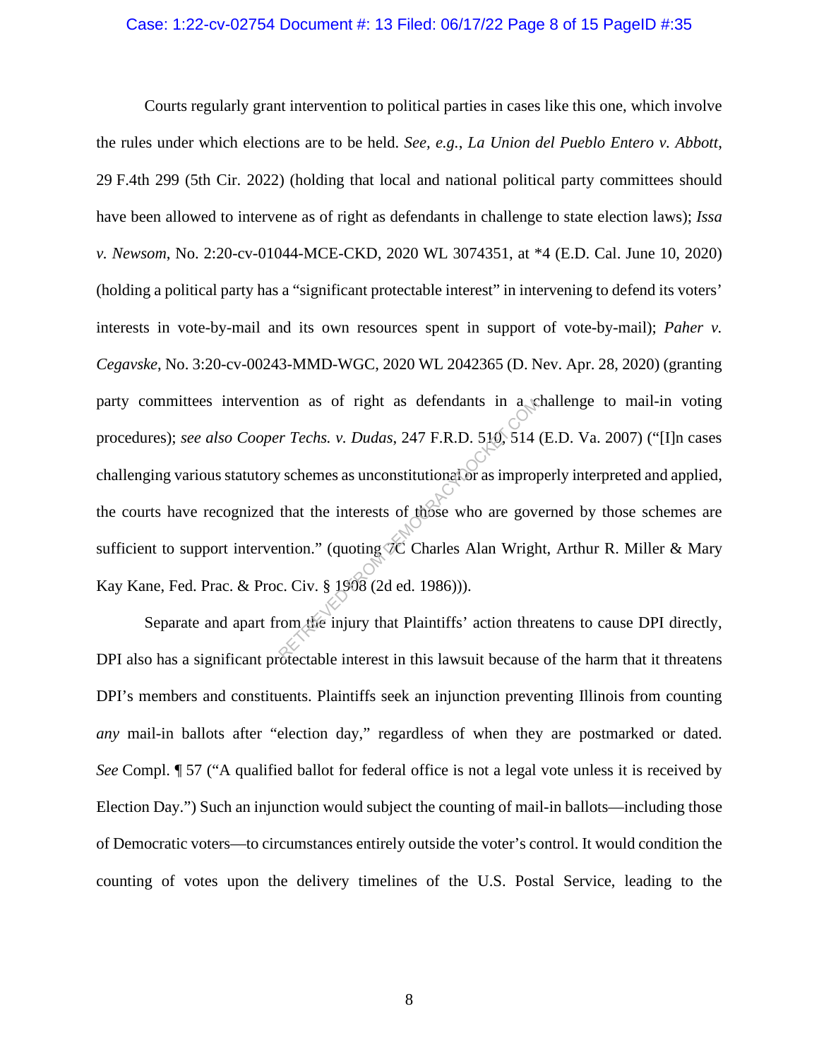Courts regularly grant intervention to political parties in cases like this one, which involve the rules under which elections are to be held. *See, e.g.*, *La Union del Pueblo Entero v. Abbott*, 29 F.4th 299 (5th Cir. 2022) (holding that local and national political party committees should have been allowed to intervene as of right as defendants in challenge to state election laws); *Issa v. Newsom*, No. 2:20-cv-01044-MCE-CKD, 2020 WL 3074351, at *4 (E.D. Cal. June 10, 2020) (holding a political party has a "significant protectable interest" in intervening to defend its voters' interests in vote-by-mail and its own resources spent in support of vote-by-mail); *Paher v. Cegavske*, No. 3:20-cv-00243-MMD-WGC, 2020 WL 2042365 (D. Nev. Apr. 28, 2020) (granting party committees intervention as of right as defendants in a challenge to mail-in voting procedures); *see also Cooper Techs. v. Dudas*, 247 F.R.D. 510, 514 (E.D. Va. 2007) ("[I]n cases challenging various statutory schemes as unconstitutional or as improperly interpreted and applied, the courts have recognized that the interests of those who are governed by those schemes are sufficient to support intervention." (quoting 7C Charles Alan Wright, Arthur R. Miller & Mary Kay Kane, Fed. Prac. & Proc. Civ. § 1908 (2d ed. 1986))).

Separate and apart from the injury that Plaintiffs' action threatens to cause DPI directly, DPI also has a significant protectable interest in this lawsuit because of the harm that it threatens DPI's members and constituents. Plaintiffs seek an injunction preventing Illinois from counting *any* mail-in ballots after "election day," regardless of when they are postmarked or dated. *See* Compl. ¶ 57 ("A qualified ballot for federal office is not a legal vote unless it is received by Election Day.") Such an injunction would subject the counting of mail-in ballots—including those of Democratic voters—to circumstances entirely outside the voter's control. It would condition the counting of votes upon the delivery timelines of the U.S. Postal Service, leading to the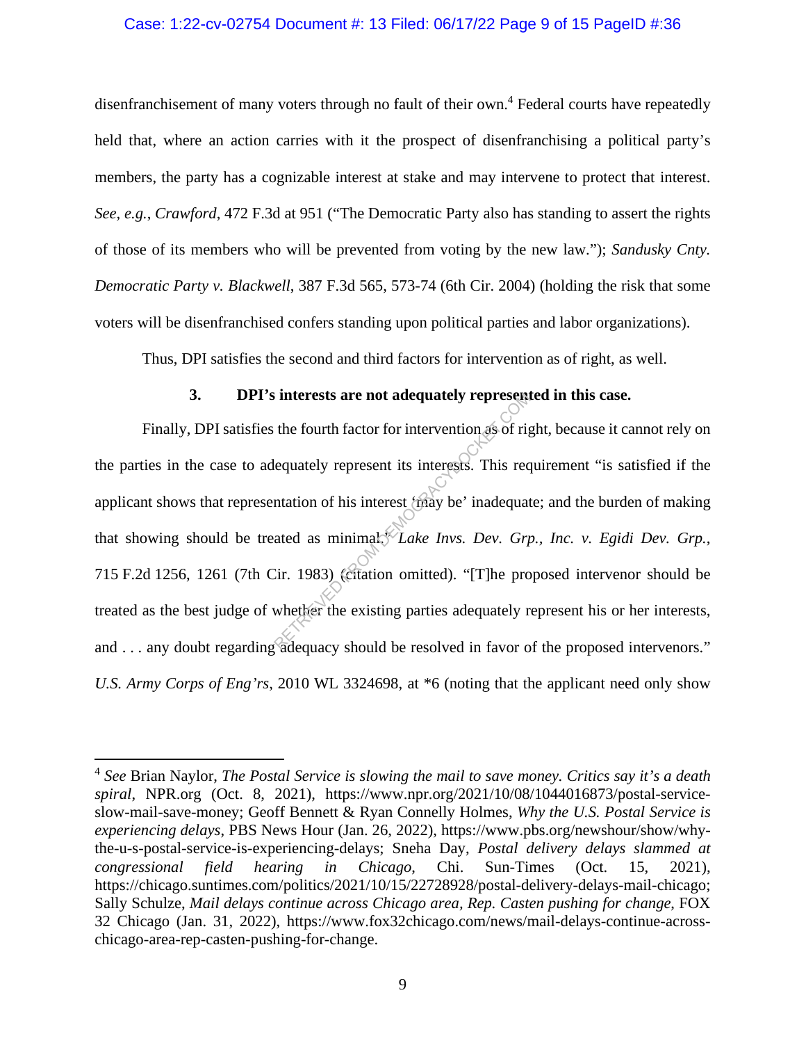disenfranchisement of many voters through no fault of their own.[4] Federal courts have repeatedly held that, where an action carries with it the prospect of disenfranchising a political party's members, the party has a cognizable interest at stake and may intervene to protect that interest. *See, e.g.*, *Crawford*, 472 F.3d at 951 ("The Democratic Party also has standing to assert the rights of those of its members who will be prevented from voting by the new law."); *Sandusky Cnty. Democratic Party v. Blackwell*, 387 F.3d 565, 573-74 (6th Cir. 2004) (holding the risk that some voters will be disenfranchised confers standing upon political parties and labor organizations).

Thus, DPI satisfies the second and third factors for intervention as of right, as well.

### 3. DPI's interests are not adequately represented in this case.

Finally, DPI satisfies the fourth factor for intervention as of right, because it cannot rely on the parties in the case to adequately represent its interests. This requirement "is satisfied if the applicant shows that representation of his interest 'may be' inadequate; and the burden of making that showing should be treated as minimal." *Lake Invs. Dev. Grp., Inc. v. Egidi Dev. Grp.*, 715 F.2d 1256, 1261 (7th Cir. 1983) (citation omitted). "[T]he proposed intervenor should be treated as the best judge of whether the existing parties adequately represent his or her interests, and . . . any doubt regarding adequacy should be resolved in favor of the proposed intervenors." *U.S. Army Corps of Eng'rs*, 2010 WL 3324698, at *6 (noting that the applicant need only show

---

[4] *See* Brian Naylor, *The Postal Service is slowing the mail to save money. Critics say it's a death spiral*, NPR.org (Oct. 8, 2021), https://www.npr.org/2021/10/08/1044016873/postal-service-slow-mail-save-money; Geoff Bennett & Ryan Connelly Holmes, *Why the U.S. Postal Service is experiencing delays*, PBS News Hour (Jan. 26, 2022), https://www.pbs.org/newshour/show/why-the-u-s-postal-service-is-experiencing-delays; Sneha Day, *Postal delivery delays slammed at congressional field hearing in Chicago*, Chi. Sun-Times (Oct. 15, 2021), https://chicago.suntimes.com/politics/2021/10/15/22728928/postal-delivery-delays-mail-chicago; Sally Schulze, *Mail delays continue across Chicago area, Rep. Casten pushing for change*, FOX 32 Chicago (Jan. 31, 2022), https://www.fox32chicago.com/news/mail-delays-continue-across-chicago-area-rep-casten-pushing-for-change.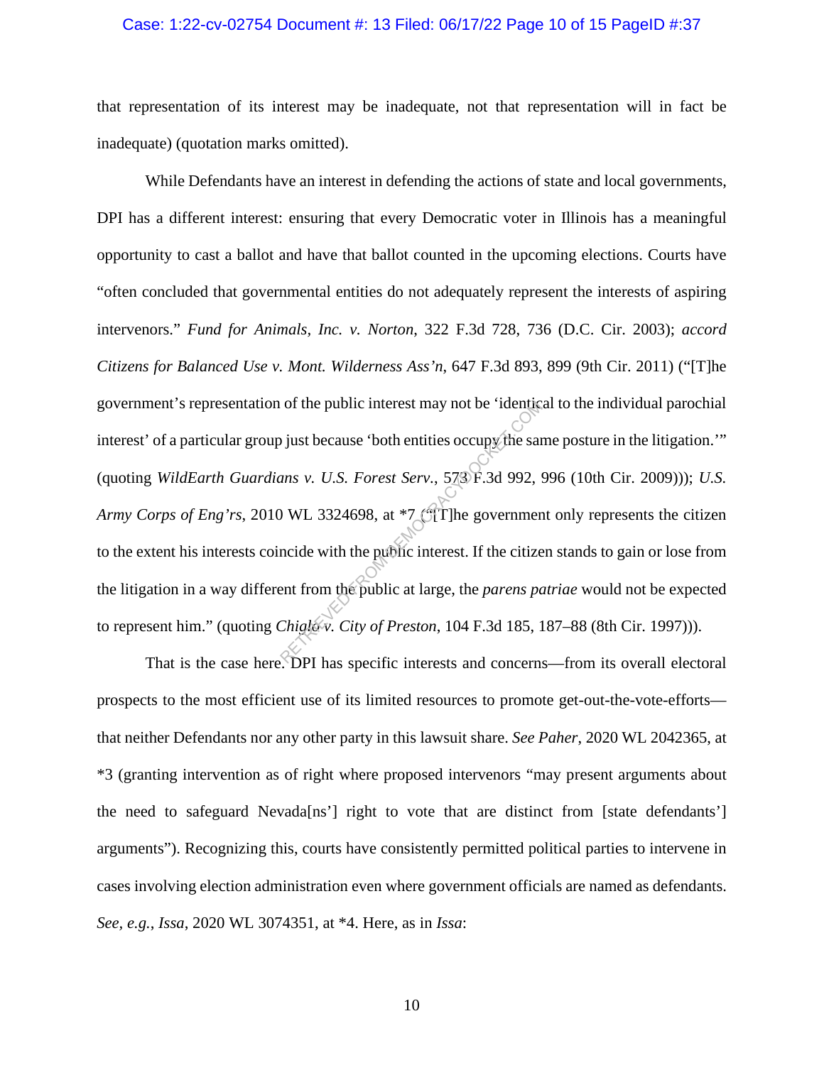that representation of its interest may be inadequate, not that representation will in fact be inadequate) (quotation marks omitted).

While Defendants have an interest in defending the actions of state and local governments, DPI has a different interest: ensuring that every Democratic voter in Illinois has a meaningful opportunity to cast a ballot and have that ballot counted in the upcoming elections. Courts have "often concluded that governmental entities do not adequately represent the interests of aspiring intervenors." *Fund for Animals, Inc. v. Norton*, 322 F.3d 728, 736 (D.C. Cir. 2003); *accord Citizens for Balanced Use v. Mont. Wilderness Ass'n*, 647 F.3d 893, 899 (9th Cir. 2011) ("[T]he government's representation of the public interest may not be 'identical to the individual parochial interest' of a particular group just because 'both entities occupy the same posture in the litigation.'" (quoting *WildEarth Guardians v. U.S. Forest Serv.*, 573 F.3d 992, 996 (10th Cir. 2009))); *U.S. Army Corps of Eng'rs*, 2010 WL 3324698, at *7 ("[T]he government only represents the citizen to the extent his interests coincide with the public interest. If the citizen stands to gain or lose from the litigation in a way different from the public at large, the *parens patriae* would not be expected to represent him." (quoting *Chiglo v. City of Preston*, 104 F.3d 185, 187–88 (8th Cir. 1997))).

That is the case here. DPI has specific interests and concerns—from its overall electoral prospects to the most efficient use of its limited resources to promote get-out-the-vote-efforts—that neither Defendants nor any other party in this lawsuit share. *See Paher*, 2020 WL 2042365, at *3 (granting intervention as of right where proposed intervenors "may present arguments about the need to safeguard Nevada[ns'] right to vote that are distinct from [state defendants'] arguments"). Recognizing this, courts have consistently permitted political parties to intervene in cases involving election administration even where government officials are named as defendants. *See, e.g.*, *Issa*, 2020 WL 3074351, at *4. Here, as in *Issa*: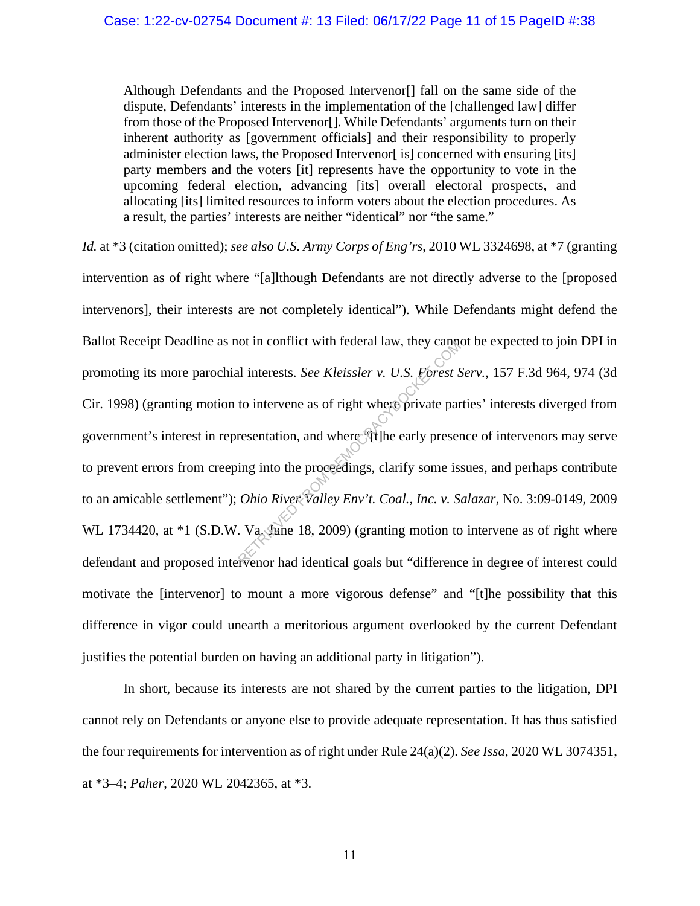> Although Defendants and the Proposed Intervenor[] fall on the same side of the dispute, Defendants' interests in the implementation of the [challenged law] differ from those of the Proposed Intervenor[]. While Defendants' arguments turn on their inherent authority as [government officials] and their responsibility to properly administer election laws, the Proposed Intervenor[ is] concerned with ensuring [its] party members and the voters [it] represents have the opportunity to vote in the upcoming federal election, advancing [its] overall electoral prospects, and allocating [its] limited resources to inform voters about the election procedures. As a result, the parties' interests are neither "identical" nor "the same."

*Id.* at *3 (citation omitted); *see also U.S. Army Corps of Eng'rs*, 2010 WL 3324698, at *7 (granting intervention as of right where "[a]lthough Defendants are not directly adverse to the [proposed intervenors], their interests are not completely identical"). While Defendants might defend the Ballot Receipt Deadline as not in conflict with federal law, they cannot be expected to join DPI in promoting its more parochial interests. *See Kleissler v. U.S. Forest Serv.*, 157 F.3d 964, 974 (3d Cir. 1998) (granting motion to intervene as of right where private parties' interests diverged from government's interest in representation, and where "[t]he early presence of intervenors may serve to prevent errors from creeping into the proceedings, clarify some issues, and perhaps contribute to an amicable settlement"); *Ohio River Valley Env't. Coal., Inc. v. Salazar*, No. 3:09-0149, 2009 WL 1734420, at *1 (S.D.W. Va. June 18, 2009) (granting motion to intervene as of right where defendant and proposed intervenor had identical goals but "difference in degree of interest could motivate the [intervenor] to mount a more vigorous defense" and "[t]he possibility that this difference in vigor could unearth a meritorious argument overlooked by the current Defendant justifies the potential burden on having an additional party in litigation").

In short, because its interests are not shared by the current parties to the litigation, DPI cannot rely on Defendants or anyone else to provide adequate representation. It has thus satisfied the four requirements for intervention as of right under Rule 24(a)(2). *See Issa*, 2020 WL 3074351, at *3–4; *Paher*, 2020 WL 2042365, at *3.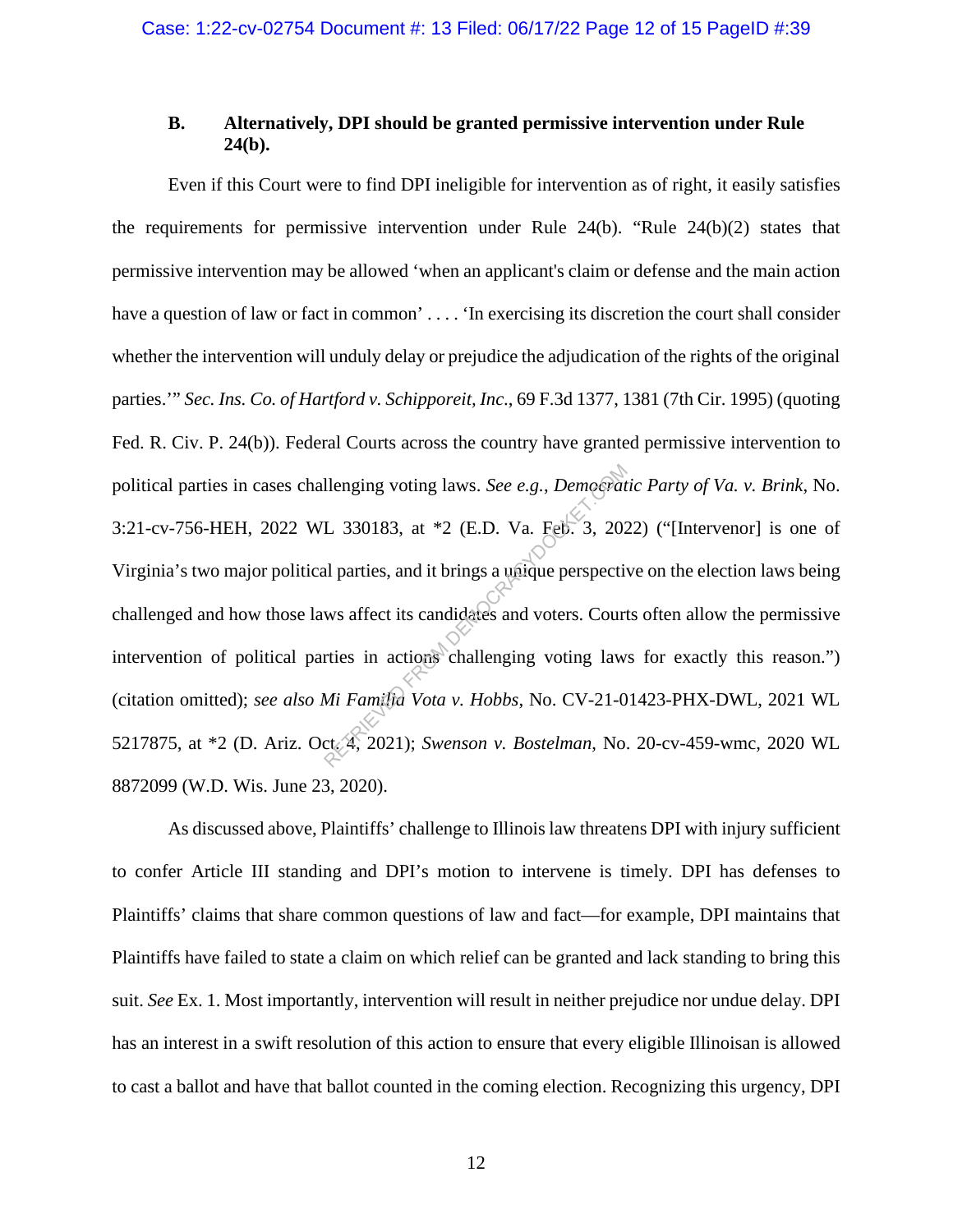### B. Alternatively, DPI should be granted permissive intervention under Rule 24(b).

Even if this Court were to find DPI ineligible for intervention as of right, it easily satisfies the requirements for permissive intervention under Rule 24(b). "Rule 24(b)(2) states that permissive intervention may be allowed 'when an applicant's claim or defense and the main action have a question of law or fact in common' . . . . 'In exercising its discretion the court shall consider whether the intervention will unduly delay or prejudice the adjudication of the rights of the original parties.'" *Sec. Ins. Co. of Hartford v. Schipporeit, Inc.*, 69 F.3d 1377, 1381 (7th Cir. 1995) (quoting Fed. R. Civ. P. 24(b)). Federal Courts across the country have granted permissive intervention to political parties in cases challenging voting laws. *See e.g.*, *Democratic Party of Va. v. Brink*, No. 3:21-cv-756-HEH, 2022 WL 330183, at *2 (E.D. Va. Feb. 3, 2022) ("[Intervenor] is one of Virginia's two major political parties, and it brings a unique perspective on the election laws being challenged and how those laws affect its candidates and voters. Courts often allow the permissive intervention of political parties in actions challenging voting laws for exactly this reason.") (citation omitted); *see also Mi Familia Vota v. Hobbs*, No. CV-21-01423-PHX-DWL, 2021 WL 5217875, at *2 (D. Ariz. Oct. 4, 2021); *Swenson v. Bostelman*, No. 20-cv-459-wmc, 2020 WL 8872099 (W.D. Wis. June 23, 2020).

As discussed above, Plaintiffs' challenge to Illinois law threatens DPI with injury sufficient to confer Article III standing and DPI's motion to intervene is timely. DPI has defenses to Plaintiffs' claims that share common questions of law and fact—for example, DPI maintains that Plaintiffs have failed to state a claim on which relief can be granted and lack standing to bring this suit. *See* Ex. 1. Most importantly, intervention will result in neither prejudice nor undue delay. DPI has an interest in a swift resolution of this action to ensure that every eligible Illinoisan is allowed to cast a ballot and have that ballot counted in the coming election. Recognizing this urgency, DPI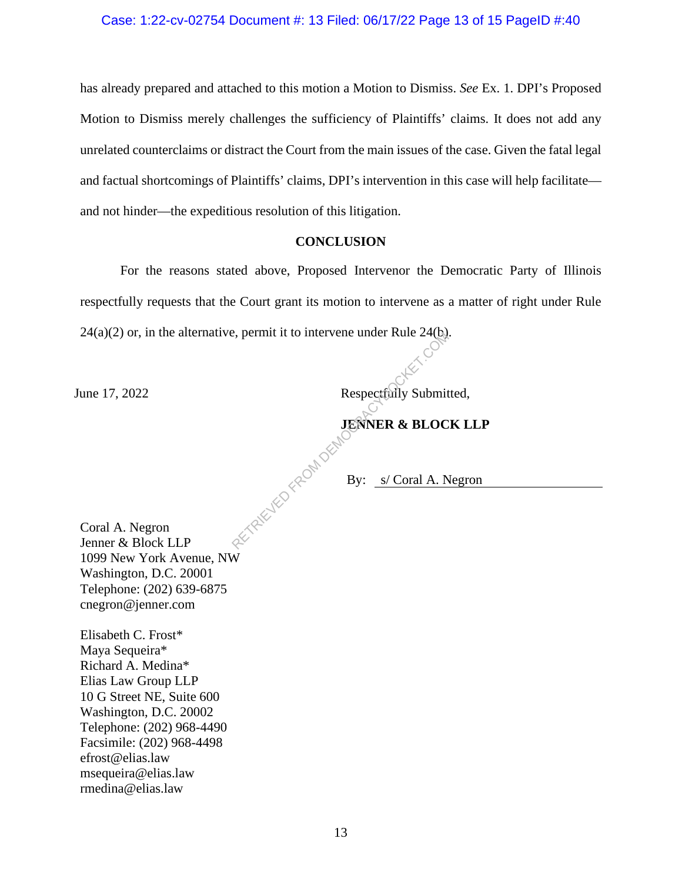has already prepared and attached to this motion a Motion to Dismiss. *See* Ex. 1. DPI's Proposed Motion to Dismiss merely challenges the sufficiency of Plaintiffs' claims. It does not add any unrelated counterclaims or distract the Court from the main issues of the case. Given the fatal legal and factual shortcomings of Plaintiffs' claims, DPI's intervention in this case will help facilitate—and not hinder—the expeditious resolution of this litigation.

## CONCLUSION

For the reasons stated above, Proposed Intervenor the Democratic Party of Illinois respectfully requests that the Court grant its motion to intervene as a matter of right under Rule 24(a)(2) or, in the alternative, permit it to intervene under Rule 24(b).

June 17, 2022

Respectfully Submitted,

**JENNER & BLOCK LLP**

By: s/ Coral A. Negron

Coral A. Negron
Jenner & Block LLP
1099 New York Avenue, NW
Washington, D.C. 20001
Telephone: (202) 639-6875
cnegron@jenner.com

Elisabeth C. Frost*
Maya Sequeira*
Richard A. Medina*
Elias Law Group LLP
10 G Street NE, Suite 600
Washington, D.C. 20002
Telephone: (202) 968-4490
Facsimile: (202) 968-4498
efrost@elias.law
msequeira@elias.law
rmedina@elias.law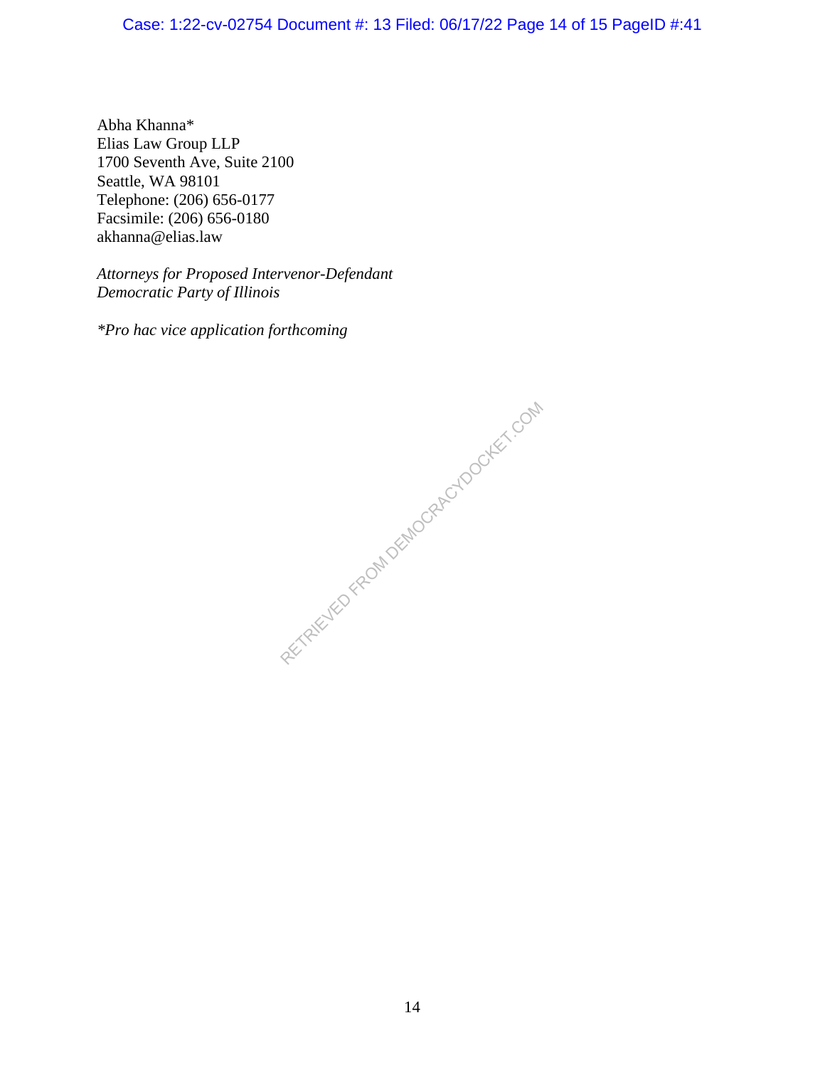Abha Khanna*
Elias Law Group LLP
1700 Seventh Ave, Suite 2100
Seattle, WA 98101
Telephone: (206) 656-0177
Facsimile: (206) 656-0180
akhanna@elias.law

*Attorneys for Proposed Intervenor-Defendant*
*Democratic Party of Illinois*

**Pro hac vice application forthcoming*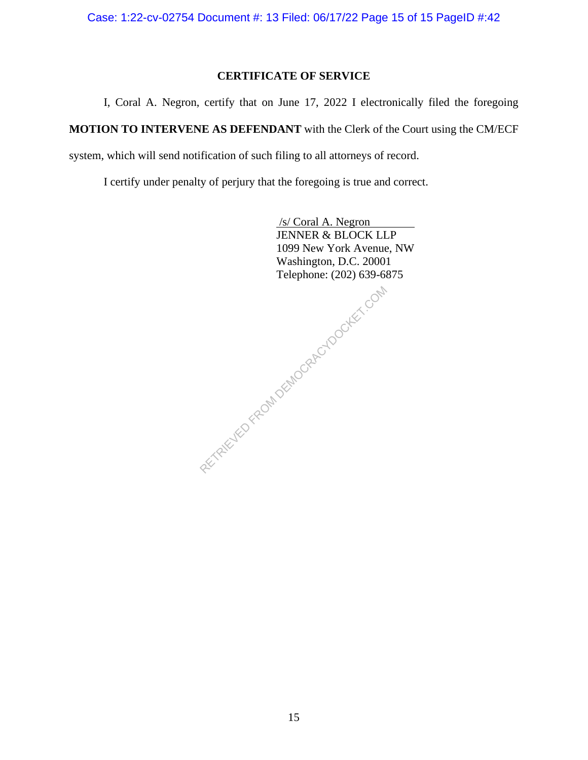## CERTIFICATE OF SERVICE

I, Coral A. Negron, certify that on June 17, 2022 I electronically filed the foregoing **MOTION TO INTERVENE AS DEFENDANT** with the Clerk of the Court using the CM/ECF system, which will send notification of such filing to all attorneys of record.

I certify under penalty of perjury that the foregoing is true and correct.

/s/ Coral A. Negron
JENNER & BLOCK LLP
1099 New York Avenue, NW
Washington, D.C. 20001
Telephone: (202) 639-6875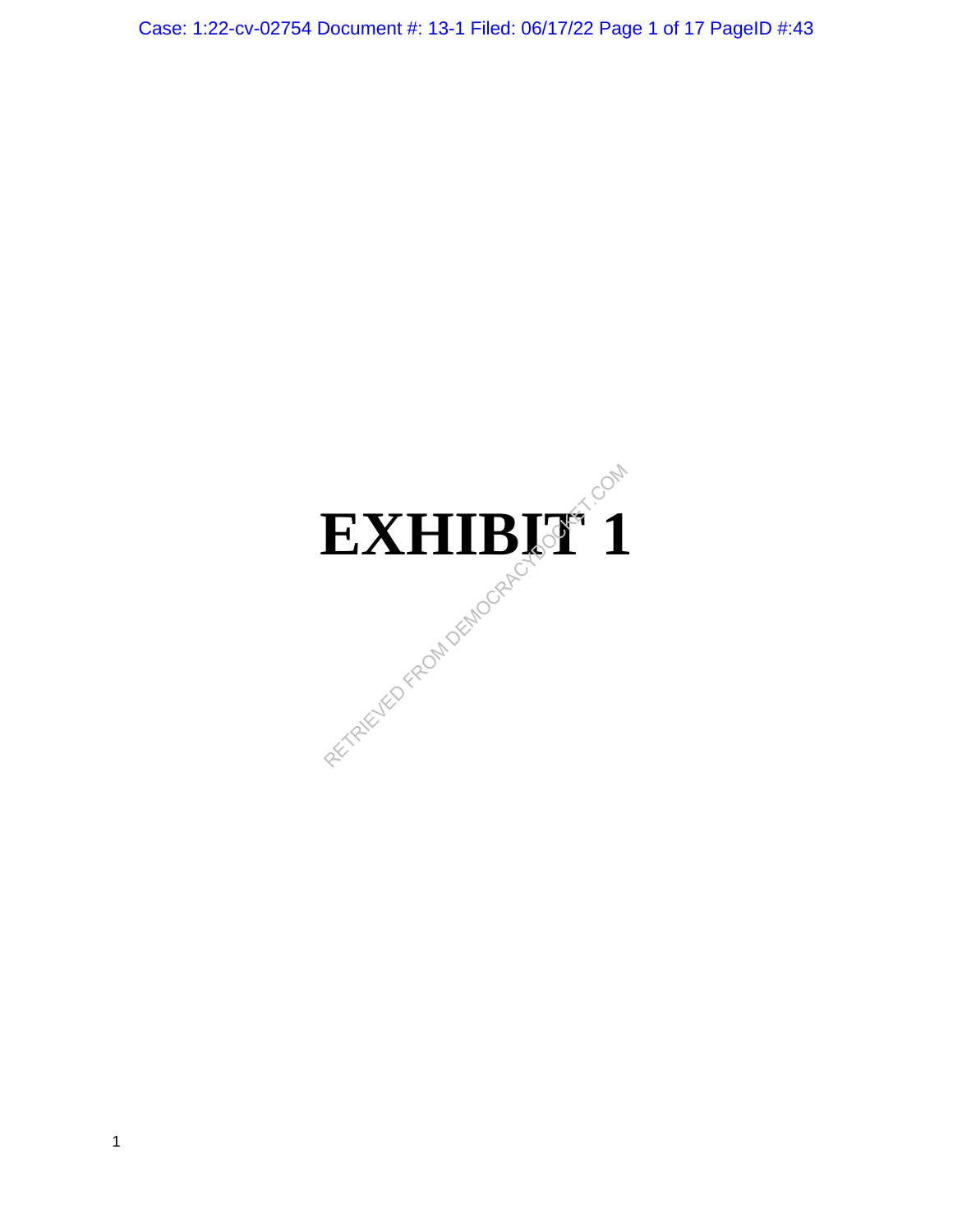# EXHIBIT 1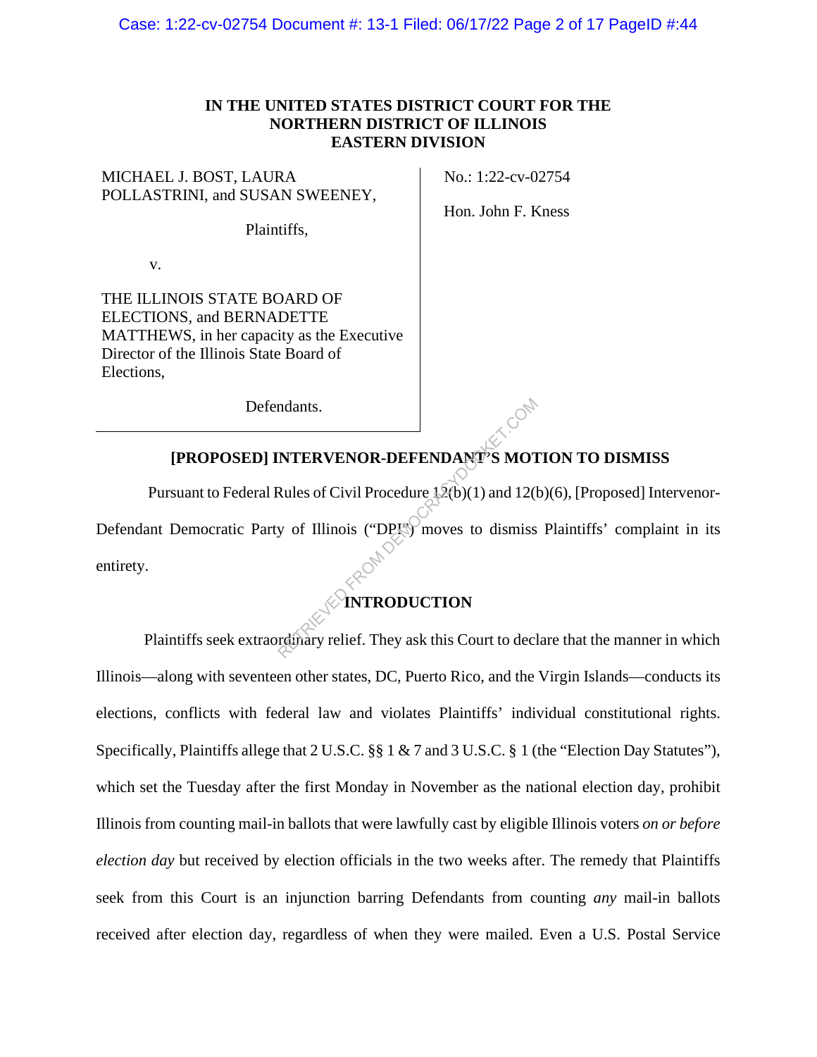**IN THE UNITED STATES DISTRICT COURT FOR THE NORTHERN DISTRICT OF ILLINOIS EASTERN DIVISION**

| | |
|---|---|
| MICHAEL J. BOST, LAURA POLLASTRINI, and SUSAN SWEENEY, | No.: 1:22-cv-02754 |
| Plaintiffs, | Hon. John F. Kness |
| v. | |
| THE ILLINOIS STATE BOARD OF ELECTIONS, and BERNADETTE MATTHEWS, in her capacity as the Executive Director of the Illinois State Board of Elections, | |
| Defendants. | |

## [PROPOSED] INTERVENOR-DEFENDANT'S MOTION TO DISMISS

Pursuant to Federal Rules of Civil Procedure 12(b)(1) and 12(b)(6), [Proposed] Intervenor-Defendant Democratic Party of Illinois ("DPI") moves to dismiss Plaintiffs' complaint in its entirety.

## INTRODUCTION

Plaintiffs seek extraordinary relief. They ask this Court to declare that the manner in which Illinois—along with seventeen other states, DC, Puerto Rico, and the Virgin Islands—conducts its elections, conflicts with federal law and violates Plaintiffs' individual constitutional rights. Specifically, Plaintiffs allege that 2 U.S.C. §§ 1 & 7 and 3 U.S.C. § 1 (the "Election Day Statutes"), which set the Tuesday after the first Monday in November as the national election day, prohibit Illinois from counting mail-in ballots that were lawfully cast by eligible Illinois voters *on or before election day* but received by election officials in the two weeks after. The remedy that Plaintiffs seek from this Court is an injunction barring Defendants from counting *any* mail-in ballots received after election day, regardless of when they were mailed. Even a U.S. Postal Service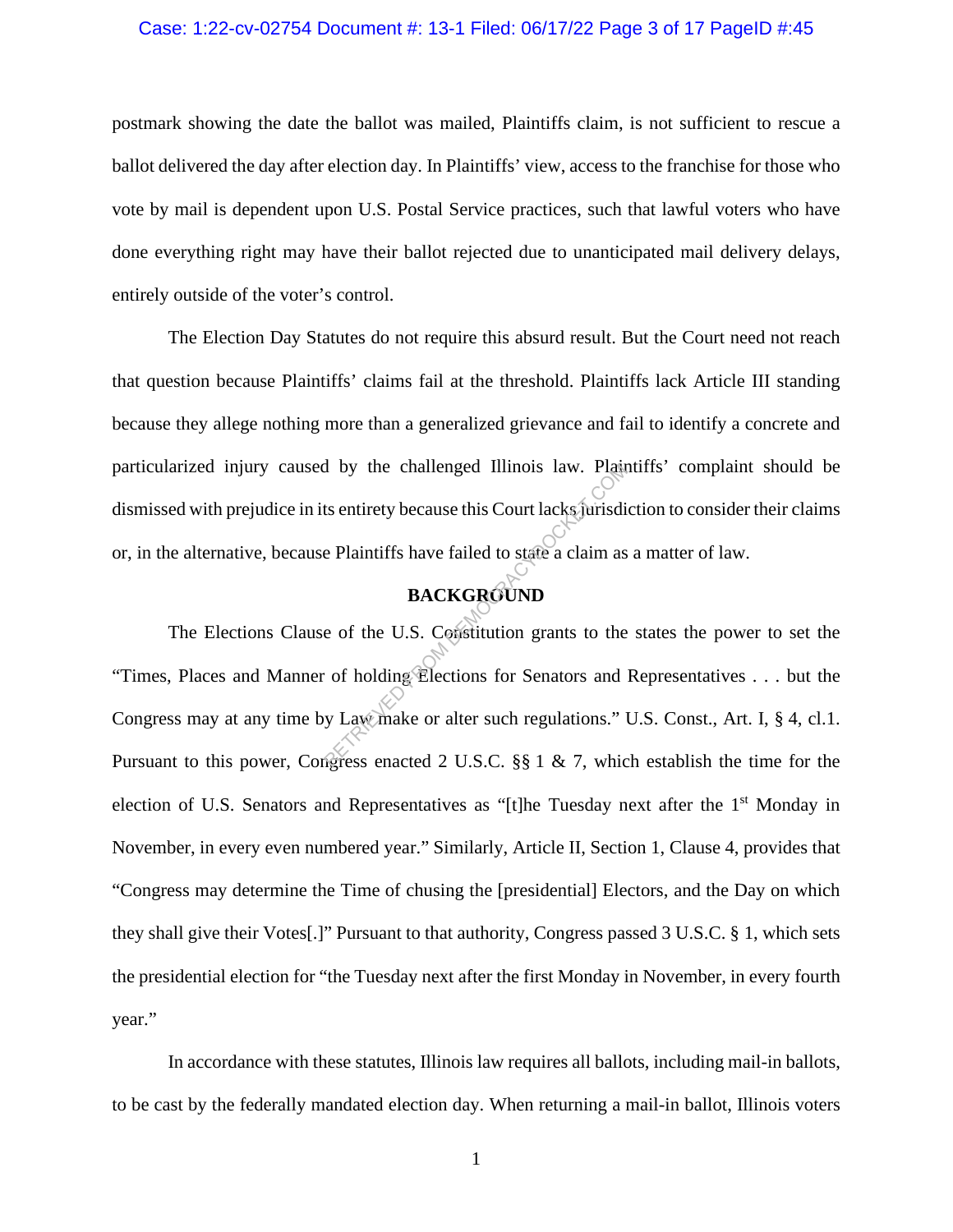postmark showing the date the ballot was mailed, Plaintiffs claim, is not sufficient to rescue a ballot delivered the day after election day. In Plaintiffs' view, access to the franchise for those who vote by mail is dependent upon U.S. Postal Service practices, such that lawful voters who have done everything right may have their ballot rejected due to unanticipated mail delivery delays, entirely outside of the voter's control.

The Election Day Statutes do not require this absurd result. But the Court need not reach that question because Plaintiffs' claims fail at the threshold. Plaintiffs lack Article III standing because they allege nothing more than a generalized grievance and fail to identify a concrete and particularized injury caused by the challenged Illinois law. Plaintiffs' complaint should be dismissed with prejudice in its entirety because this Court lacks jurisdiction to consider their claims or, in the alternative, because Plaintiffs have failed to state a claim as a matter of law.

## BACKGROUND

The Elections Clause of the U.S. Constitution grants to the states the power to set the "Times, Places and Manner of holding Elections for Senators and Representatives . . . but the Congress may at any time by Law make or alter such regulations." U.S. Const., Art. I, § 4, cl.1. Pursuant to this power, Congress enacted 2 U.S.C. §§ 1 & 7, which establish the time for the election of U.S. Senators and Representatives as "[t]he Tuesday next after the 1st Monday in November, in every even numbered year." Similarly, Article II, Section 1, Clause 4, provides that "Congress may determine the Time of chusing the [presidential] Electors, and the Day on which they shall give their Votes[.]" Pursuant to that authority, Congress passed 3 U.S.C. § 1, which sets the presidential election for "the Tuesday next after the first Monday in November, in every fourth year."

In accordance with these statutes, Illinois law requires all ballots, including mail-in ballots, to be cast by the federally mandated election day. When returning a mail-in ballot, Illinois voters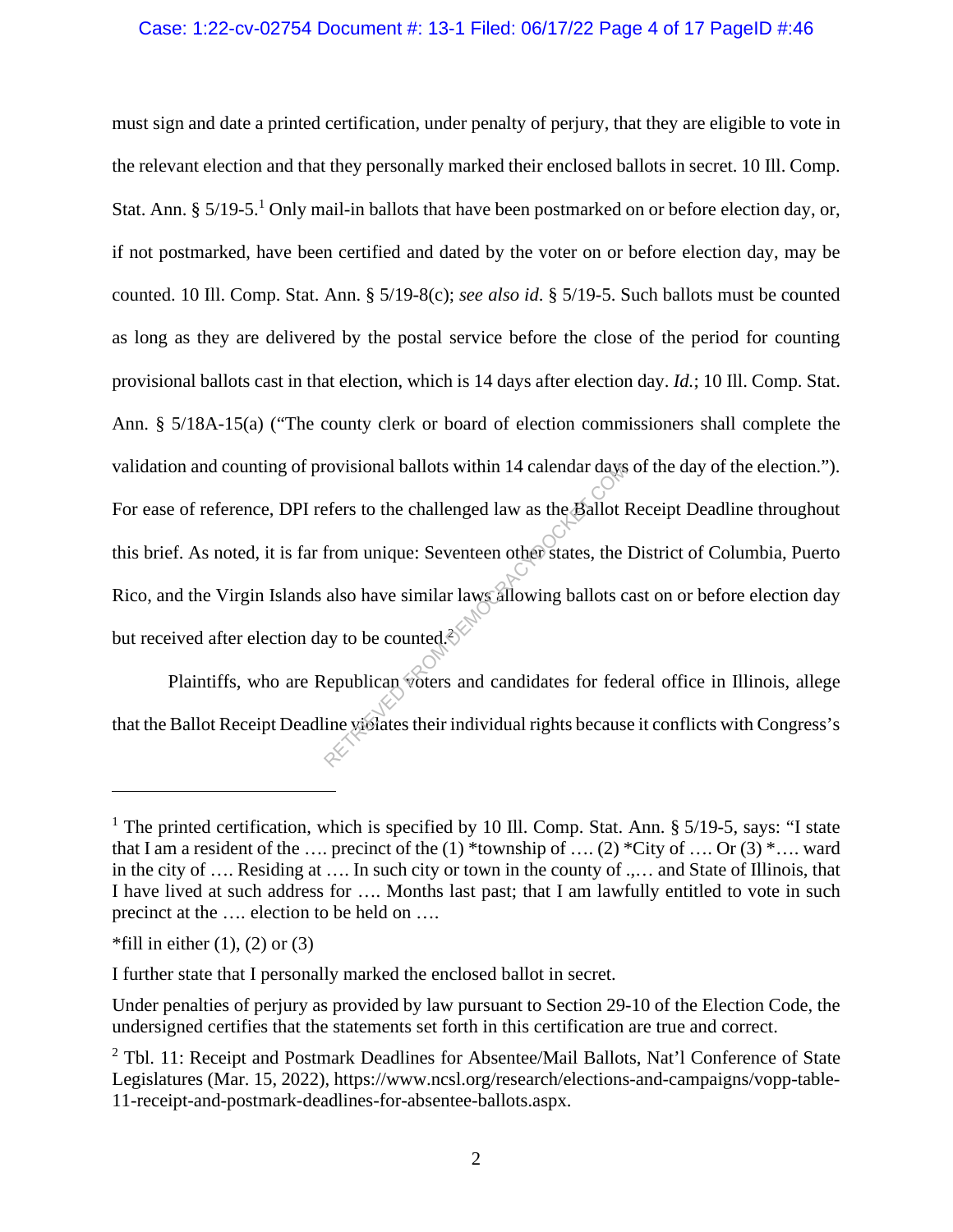must sign and date a printed certification, under penalty of perjury, that they are eligible to vote in the relevant election and that they personally marked their enclosed ballots in secret. 10 Ill. Comp. Stat. Ann. § 5/19-5.[1] Only mail-in ballots that have been postmarked on or before election day, or, if not postmarked, have been certified and dated by the voter on or before election day, may be counted. 10 Ill. Comp. Stat. Ann. § 5/19-8(c); *see also id.* § 5/19-5. Such ballots must be counted as long as they are delivered by the postal service before the close of the period for counting provisional ballots cast in that election, which is 14 days after election day. *Id.*; 10 Ill. Comp. Stat. Ann. § 5/18A-15(a) ("The county clerk or board of election commissioners shall complete the validation and counting of provisional ballots within 14 calendar days of the day of the election."). For ease of reference, DPI refers to the challenged law as the Ballot Receipt Deadline throughout this brief. As noted, it is far from unique: Seventeen other states, the District of Columbia, Puerto Rico, and the Virgin Islands also have similar laws allowing ballots cast on or before election day but received after election day to be counted.[2]

Plaintiffs, who are Republican voters and candidates for federal office in Illinois, allege that the Ballot Receipt Deadline violates their individual rights because it conflicts with Congress's

---

[1] The printed certification, which is specified by 10 Ill. Comp. Stat. Ann. § 5/19-5, says: "I state that I am a resident of the …. precinct of the (1) *township of …. (2) *City of …. Or (3) *…. ward in the city of …. Residing at …. In such city or town in the county of .,… and State of Illinois, that I have lived at such address for …. Months last past; that I am lawfully entitled to vote in such precinct at the …. election to be held on ….

*fill in either (1), (2) or (3)

I further state that I personally marked the enclosed ballot in secret.

Under penalties of perjury as provided by law pursuant to Section 29-10 of the Election Code, the undersigned certifies that the statements set forth in this certification are true and correct.

[2] Tbl. 11: Receipt and Postmark Deadlines for Absentee/Mail Ballots, Nat'l Conference of State Legislatures (Mar. 15, 2022), https://www.ncsl.org/research/elections-and-campaigns/vopp-table-11-receipt-and-postmark-deadlines-for-absentee-ballots.aspx.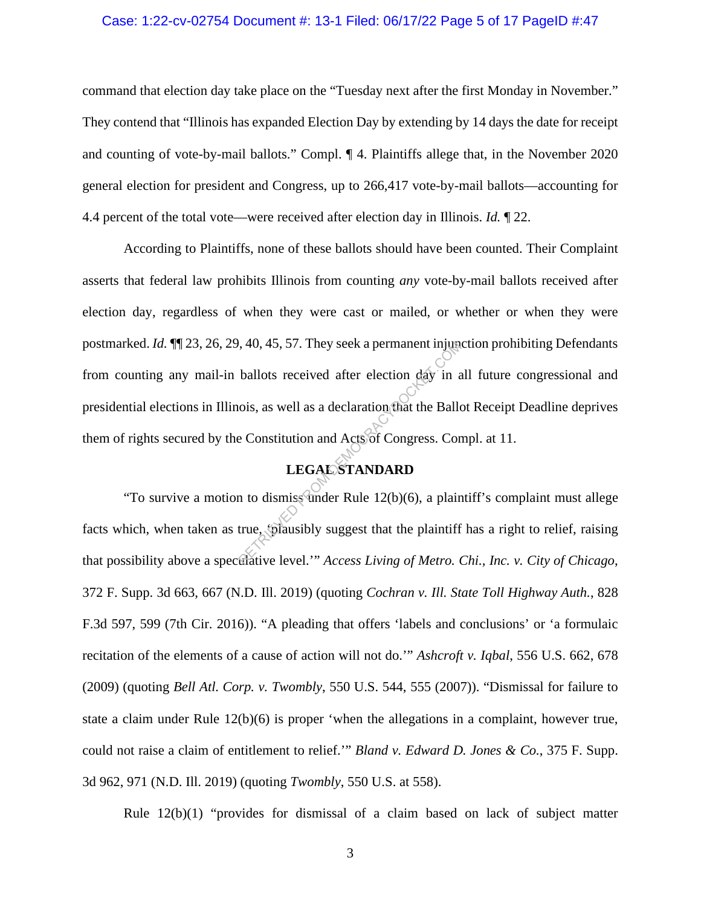command that election day take place on the "Tuesday next after the first Monday in November." They contend that "Illinois has expanded Election Day by extending by 14 days the date for receipt and counting of vote-by-mail ballots." Compl. ¶ 4. Plaintiffs allege that, in the November 2020 general election for president and Congress, up to 266,417 vote-by-mail ballots—accounting for 4.4 percent of the total vote—were received after election day in Illinois. *Id.* ¶ 22.

According to Plaintiffs, none of these ballots should have been counted. Their Complaint asserts that federal law prohibits Illinois from counting *any* vote-by-mail ballots received after election day, regardless of when they were cast or mailed, or whether or when they were postmarked. *Id.* ¶¶ 23, 26, 29, 40, 45, 57. They seek a permanent injunction prohibiting Defendants from counting any mail-in ballots received after election day in all future congressional and presidential elections in Illinois, as well as a declaration that the Ballot Receipt Deadline deprives them of rights secured by the Constitution and Acts of Congress. Compl. at 11.

## LEGAL STANDARD

"To survive a motion to dismiss under Rule 12(b)(6), a plaintiff's complaint must allege facts which, when taken as true, 'plausibly suggest that the plaintiff has a right to relief, raising that possibility above a speculative level.'" *Access Living of Metro. Chi., Inc. v. City of Chicago*, 372 F. Supp. 3d 663, 667 (N.D. Ill. 2019) (quoting *Cochran v. Ill. State Toll Highway Auth.*, 828 F.3d 597, 599 (7th Cir. 2016)). "A pleading that offers 'labels and conclusions' or 'a formulaic recitation of the elements of a cause of action will not do.'" *Ashcroft v. Iqbal*, 556 U.S. 662, 678 (2009) (quoting *Bell Atl. Corp. v. Twombly*, 550 U.S. 544, 555 (2007)). "Dismissal for failure to state a claim under Rule 12(b)(6) is proper 'when the allegations in a complaint, however true, could not raise a claim of entitlement to relief.'" *Bland v. Edward D. Jones & Co.*, 375 F. Supp. 3d 962, 971 (N.D. Ill. 2019) (quoting *Twombly*, 550 U.S. at 558).

Rule 12(b)(1) "provides for dismissal of a claim based on lack of subject matter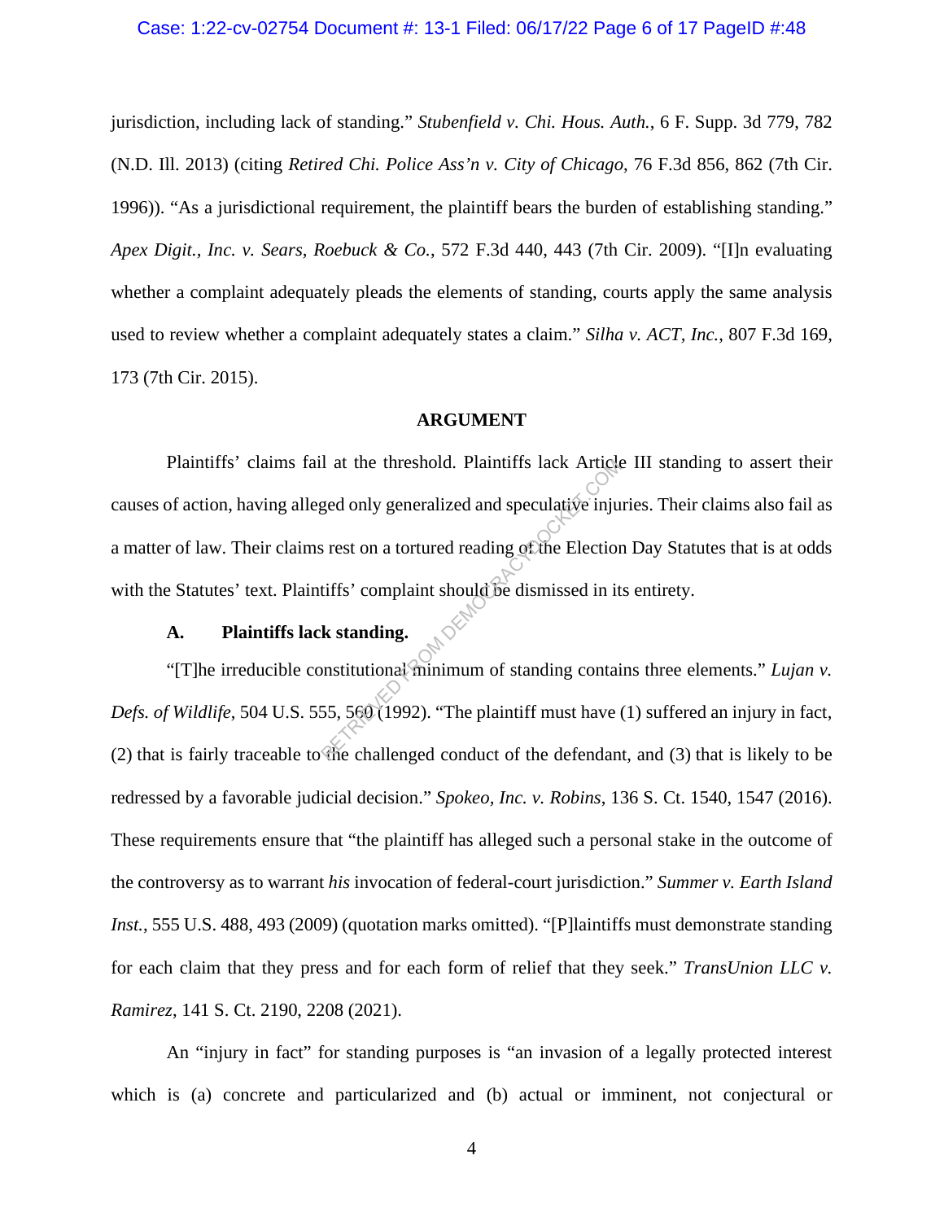jurisdiction, including lack of standing." *Stubenfield v. Chi. Hous. Auth.*, 6 F. Supp. 3d 779, 782 (N.D. Ill. 2013) (citing *Retired Chi. Police Ass'n v. City of Chicago*, 76 F.3d 856, 862 (7th Cir. 1996)). "As a jurisdictional requirement, the plaintiff bears the burden of establishing standing." *Apex Digit., Inc. v. Sears, Roebuck & Co.*, 572 F.3d 440, 443 (7th Cir. 2009). "[I]n evaluating whether a complaint adequately pleads the elements of standing, courts apply the same analysis used to review whether a complaint adequately states a claim." *Silha v. ACT, Inc.*, 807 F.3d 169, 173 (7th Cir. 2015).

## ARGUMENT

Plaintiffs' claims fail at the threshold. Plaintiffs lack Article III standing to assert their causes of action, having alleged only generalized and speculative injuries. Their claims also fail as a matter of law. Their claims rest on a tortured reading of the Election Day Statutes that is at odds with the Statutes' text. Plaintiffs' complaint should be dismissed in its entirety.

### A. Plaintiffs lack standing.

"[T]he irreducible constitutional minimum of standing contains three elements." *Lujan v. Defs. of Wildlife*, 504 U.S. 555, 560 (1992). "The plaintiff must have (1) suffered an injury in fact, (2) that is fairly traceable to the challenged conduct of the defendant, and (3) that is likely to be redressed by a favorable judicial decision." *Spokeo, Inc. v. Robins*, 136 S. Ct. 1540, 1547 (2016). These requirements ensure that "the plaintiff has alleged such a personal stake in the outcome of the controversy as to warrant *his* invocation of federal-court jurisdiction." *Summer v. Earth Island Inst.*, 555 U.S. 488, 493 (2009) (quotation marks omitted). "[P]laintiffs must demonstrate standing for each claim that they press and for each form of relief that they seek." *TransUnion LLC v. Ramirez*, 141 S. Ct. 2190, 2208 (2021).

An "injury in fact" for standing purposes is "an invasion of a legally protected interest which is (a) concrete and particularized and (b) actual or imminent, not conjectural or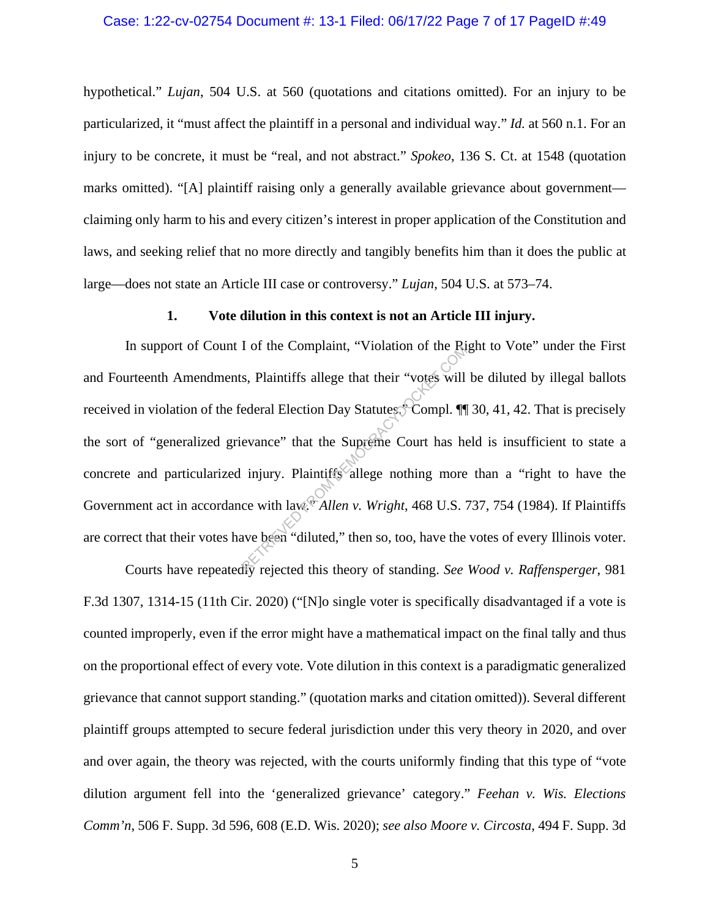hypothetical." *Lujan*, 504 U.S. at 560 (quotations and citations omitted). For an injury to be particularized, it "must affect the plaintiff in a personal and individual way." *Id.* at 560 n.1. For an injury to be concrete, it must be "real, and not abstract." *Spokeo*, 136 S. Ct. at 1548 (quotation marks omitted). "[A] plaintiff raising only a generally available grievance about government—claiming only harm to his and every citizen's interest in proper application of the Constitution and laws, and seeking relief that no more directly and tangibly benefits him than it does the public at large—does not state an Article III case or controversy." *Lujan*, 504 U.S. at 573–74.

### 1. Vote dilution in this context is not an Article III injury.

In support of Count I of the Complaint, "Violation of the Right to Vote" under the First and Fourteenth Amendments, Plaintiffs allege that their "votes will be diluted by illegal ballots received in violation of the federal Election Day Statutes." Compl. ¶¶ 30, 41, 42. That is precisely the sort of "generalized grievance" that the Supreme Court has held is insufficient to state a concrete and particularized injury. Plaintiffs allege nothing more than a "right to have the Government act in accordance with law." *Allen v. Wright*, 468 U.S. 737, 754 (1984). If Plaintiffs are correct that their votes have been "diluted," then so, too, have the votes of every Illinois voter.

Courts have repeatedly rejected this theory of standing. *See Wood v. Raffensperger*, 981 F.3d 1307, 1314-15 (11th Cir. 2020) ("[N]o single voter is specifically disadvantaged if a vote is counted improperly, even if the error might have a mathematical impact on the final tally and thus on the proportional effect of every vote. Vote dilution in this context is a paradigmatic generalized grievance that cannot support standing." (quotation marks and citation omitted)). Several different plaintiff groups attempted to secure federal jurisdiction under this very theory in 2020, and over and over again, the theory was rejected, with the courts uniformly finding that this type of "vote dilution argument fell into the 'generalized grievance' category." *Feehan v. Wis. Elections Comm'n*, 506 F. Supp. 3d 596, 608 (E.D. Wis. 2020); *see also Moore v. Circosta*, 494 F. Supp. 3d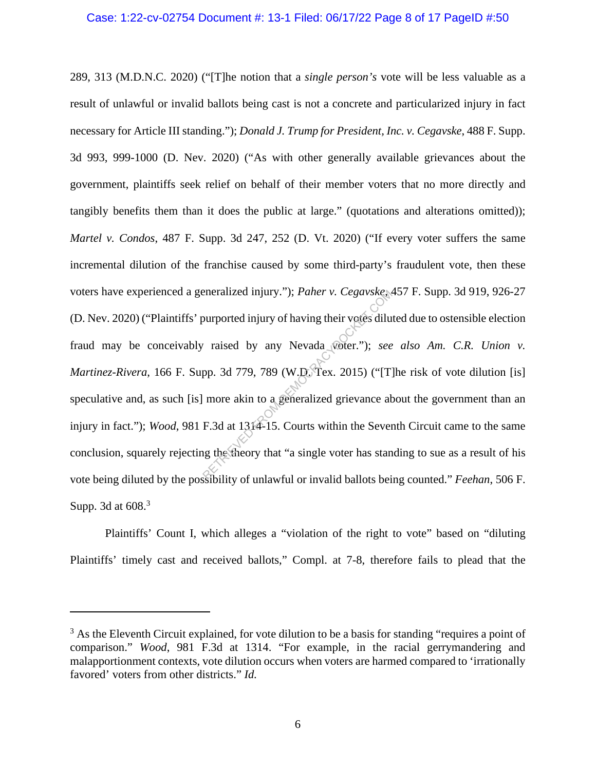289, 313 (M.D.N.C. 2020) ("[T]he notion that a *single person's* vote will be less valuable as a result of unlawful or invalid ballots being cast is not a concrete and particularized injury in fact necessary for Article III standing."); *Donald J. Trump for President, Inc. v. Cegavske*, 488 F. Supp. 3d 993, 999-1000 (D. Nev. 2020) ("As with other generally available grievances about the government, plaintiffs seek relief on behalf of their member voters that no more directly and tangibly benefits them than it does the public at large." (quotations and alterations omitted)); *Martel v. Condos*, 487 F. Supp. 3d 247, 252 (D. Vt. 2020) ("If every voter suffers the same incremental dilution of the franchise caused by some third-party's fraudulent vote, then these voters have experienced a generalized injury."); *Paher v. Cegavske*, 457 F. Supp. 3d 919, 926-27 (D. Nev. 2020) ("Plaintiffs' purported injury of having their votes diluted due to ostensible election fraud may be conceivably raised by any Nevada voter."); *see also Am. C.R. Union v. Martinez-Rivera*, 166 F. Supp. 3d 779, 789 (W.D. Tex. 2015) ("[T]he risk of vote dilution [is] speculative and, as such [is] more akin to a generalized grievance about the government than an injury in fact."); *Wood*, 981 F.3d at 1314-15. Courts within the Seventh Circuit came to the same conclusion, squarely rejecting the theory that "a single voter has standing to sue as a result of his vote being diluted by the possibility of unlawful or invalid ballots being counted." *Feehan*, 506 F. Supp. 3d at 608.[3]

Plaintiffs' Count I, which alleges a "violation of the right to vote" based on "diluting Plaintiffs' timely cast and received ballots," Compl. at 7-8, therefore fails to plead that the

---

[3] As the Eleventh Circuit explained, for vote dilution to be a basis for standing "requires a point of comparison." *Wood*, 981 F.3d at 1314. "For example, in the racial gerrymandering and malapportionment contexts, vote dilution occurs when voters are harmed compared to 'irrationally favored' voters from other districts." *Id.*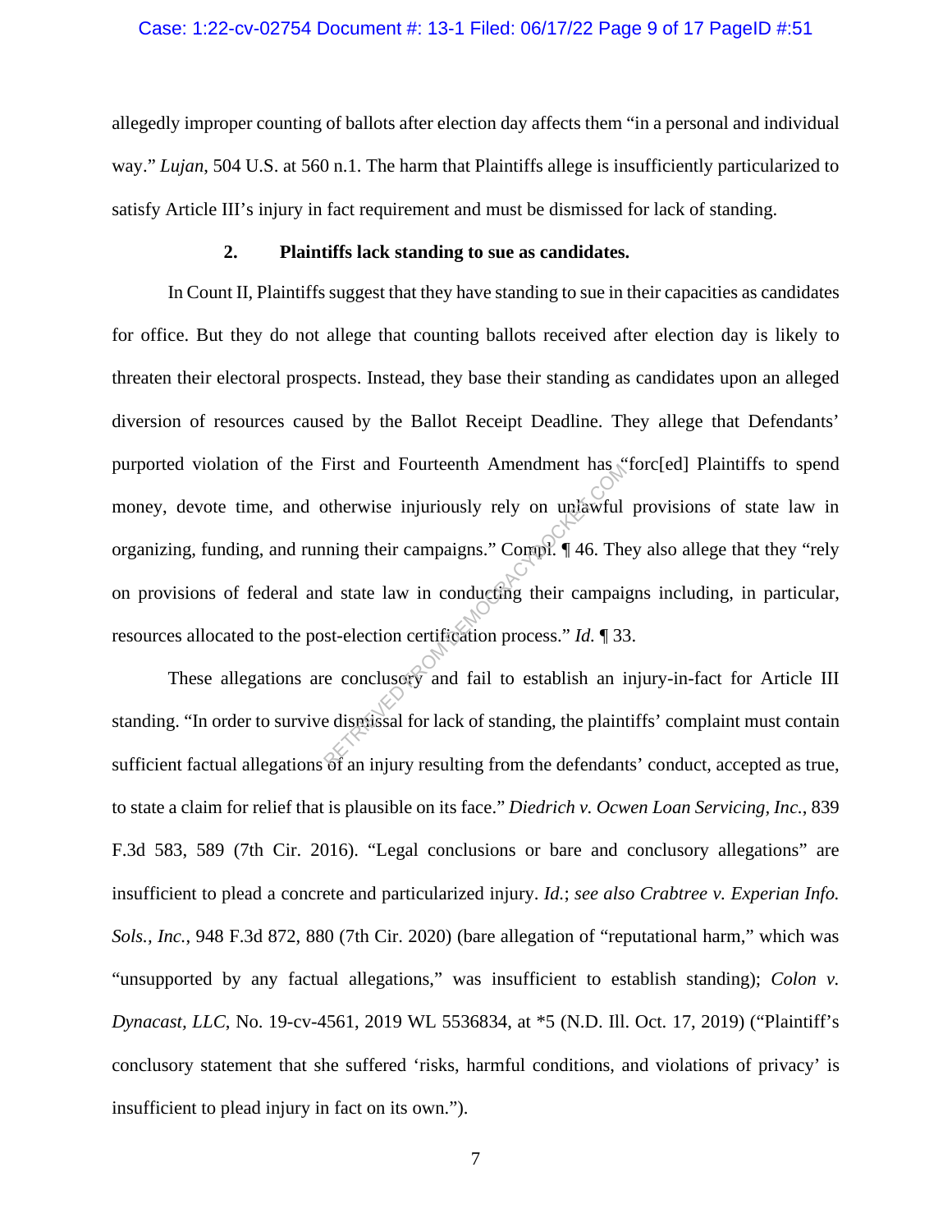allegedly improper counting of ballots after election day affects them "in a personal and individual way." *Lujan*, 504 U.S. at 560 n.1. The harm that Plaintiffs allege is insufficiently particularized to satisfy Article III's injury in fact requirement and must be dismissed for lack of standing.

### 2. Plaintiffs lack standing to sue as candidates.

In Count II, Plaintiffs suggest that they have standing to sue in their capacities as candidates for office. But they do not allege that counting ballots received after election day is likely to threaten their electoral prospects. Instead, they base their standing as candidates upon an alleged diversion of resources caused by the Ballot Receipt Deadline. They allege that Defendants' purported violation of the First and Fourteenth Amendment has "forc[ed] Plaintiffs to spend money, devote time, and otherwise injuriously rely on unlawful provisions of state law in organizing, funding, and running their campaigns." Compl. ¶ 46. They also allege that they "rely on provisions of federal and state law in conducting their campaigns including, in particular, resources allocated to the post-election certification process." *Id.* ¶ 33.

These allegations are conclusory and fail to establish an injury-in-fact for Article III standing. "In order to survive dismissal for lack of standing, the plaintiffs' complaint must contain sufficient factual allegations of an injury resulting from the defendants' conduct, accepted as true, to state a claim for relief that is plausible on its face." *Diedrich v. Ocwen Loan Servicing, Inc.*, 839 F.3d 583, 589 (7th Cir. 2016). "Legal conclusions or bare and conclusory allegations" are insufficient to plead a concrete and particularized injury. *Id.*; *see also Crabtree v. Experian Info. Sols., Inc.*, 948 F.3d 872, 880 (7th Cir. 2020) (bare allegation of "reputational harm," which was "unsupported by any factual allegations," was insufficient to establish standing); *Colon v. Dynacast, LLC*, No. 19-cv-4561, 2019 WL 5536834, at *5 (N.D. Ill. Oct. 17, 2019) ("Plaintiff's conclusory statement that she suffered 'risks, harmful conditions, and violations of privacy' is insufficient to plead injury in fact on its own.").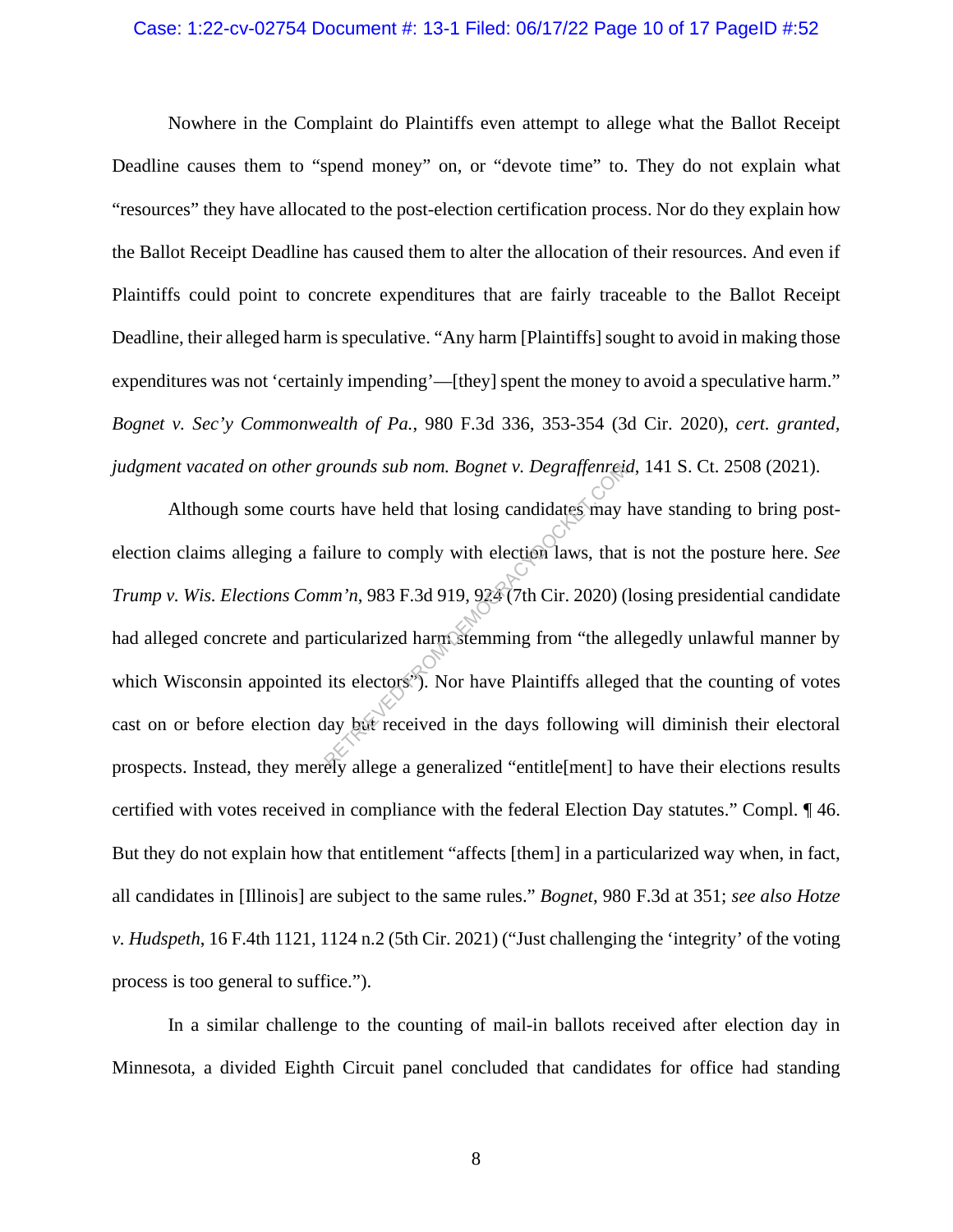Nowhere in the Complaint do Plaintiffs even attempt to allege what the Ballot Receipt Deadline causes them to "spend money" on, or "devote time" to. They do not explain what "resources" they have allocated to the post-election certification process. Nor do they explain how the Ballot Receipt Deadline has caused them to alter the allocation of their resources. And even if Plaintiffs could point to concrete expenditures that are fairly traceable to the Ballot Receipt Deadline, their alleged harm is speculative. "Any harm [Plaintiffs] sought to avoid in making those expenditures was not 'certainly impending'—[they] spent the money to avoid a speculative harm." *Bognet v. Sec'y Commonwealth of Pa.*, 980 F.3d 336, 353-354 (3d Cir. 2020), *cert. granted, judgment vacated on other grounds sub nom. Bognet v. Degraffenreid*, 141 S. Ct. 2508 (2021).

Although some courts have held that losing candidates may have standing to bring post-election claims alleging a failure to comply with election laws, that is not the posture here. *See Trump v. Wis. Elections Comm'n*, 983 F.3d 919, 924 (7th Cir. 2020) (losing presidential candidate had alleged concrete and particularized harm stemming from "the allegedly unlawful manner by which Wisconsin appointed its electors"). Nor have Plaintiffs alleged that the counting of votes cast on or before election day but received in the days following will diminish their electoral prospects. Instead, they merely allege a generalized "entitle[ment] to have their elections results certified with votes received in compliance with the federal Election Day statutes." Compl. ¶ 46. But they do not explain how that entitlement "affects [them] in a particularized way when, in fact, all candidates in [Illinois] are subject to the same rules." *Bognet*, 980 F.3d at 351; *see also Hotze v. Hudspeth*, 16 F.4th 1121, 1124 n.2 (5th Cir. 2021) ("Just challenging the 'integrity' of the voting process is too general to suffice.").

In a similar challenge to the counting of mail-in ballots received after election day in Minnesota, a divided Eighth Circuit panel concluded that candidates for office had standing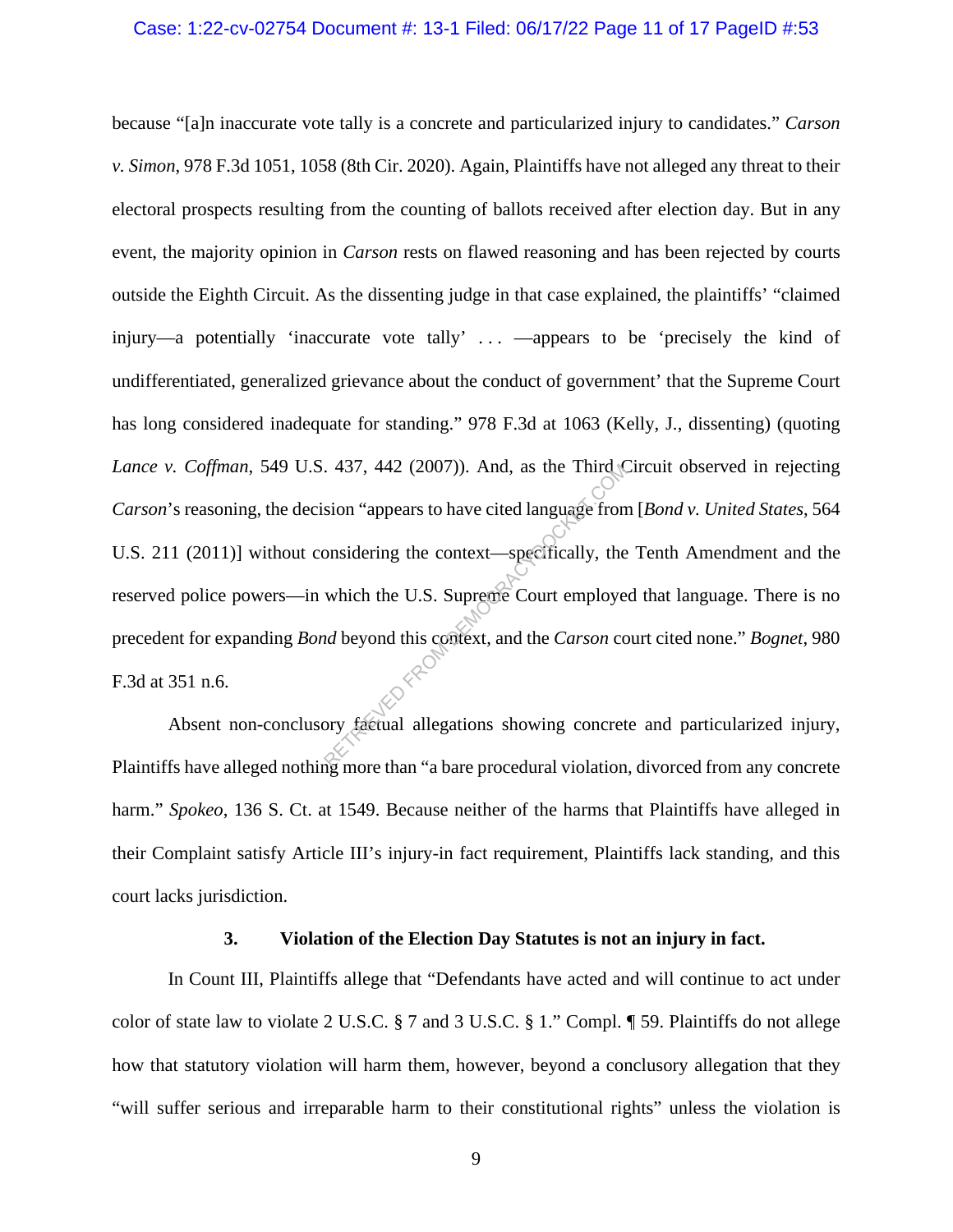because "[a]n inaccurate vote tally is a concrete and particularized injury to candidates." *Carson v. Simon*, 978 F.3d 1051, 1058 (8th Cir. 2020). Again, Plaintiffs have not alleged any threat to their electoral prospects resulting from the counting of ballots received after election day. But in any event, the majority opinion in *Carson* rests on flawed reasoning and has been rejected by courts outside the Eighth Circuit. As the dissenting judge in that case explained, the plaintiffs' "claimed injury—a potentially 'inaccurate vote tally' . . . —appears to be 'precisely the kind of undifferentiated, generalized grievance about the conduct of government' that the Supreme Court has long considered inadequate for standing." 978 F.3d at 1063 (Kelly, J., dissenting) (quoting *Lance v. Coffman*, 549 U.S. 437, 442 (2007)). And, as the Third Circuit observed in rejecting *Carson*'s reasoning, the decision "appears to have cited language from [*Bond v. United States*, 564 U.S. 211 (2011)] without considering the context—specifically, the Tenth Amendment and the reserved police powers—in which the U.S. Supreme Court employed that language. There is no precedent for expanding *Bond* beyond this context, and the *Carson* court cited none." *Bognet*, 980 F.3d at 351 n.6.

Absent non-conclusory factual allegations showing concrete and particularized injury, Plaintiffs have alleged nothing more than "a bare procedural violation, divorced from any concrete harm." *Spokeo*, 136 S. Ct. at 1549. Because neither of the harms that Plaintiffs have alleged in their Complaint satisfy Article III's injury-in fact requirement, Plaintiffs lack standing, and this court lacks jurisdiction.

### 3. Violation of the Election Day Statutes is not an injury in fact.

In Count III, Plaintiffs allege that "Defendants have acted and will continue to act under color of state law to violate 2 U.S.C. § 7 and 3 U.S.C. § 1." Compl. ¶ 59. Plaintiffs do not allege how that statutory violation will harm them, however, beyond a conclusory allegation that they "will suffer serious and irreparable harm to their constitutional rights" unless the violation is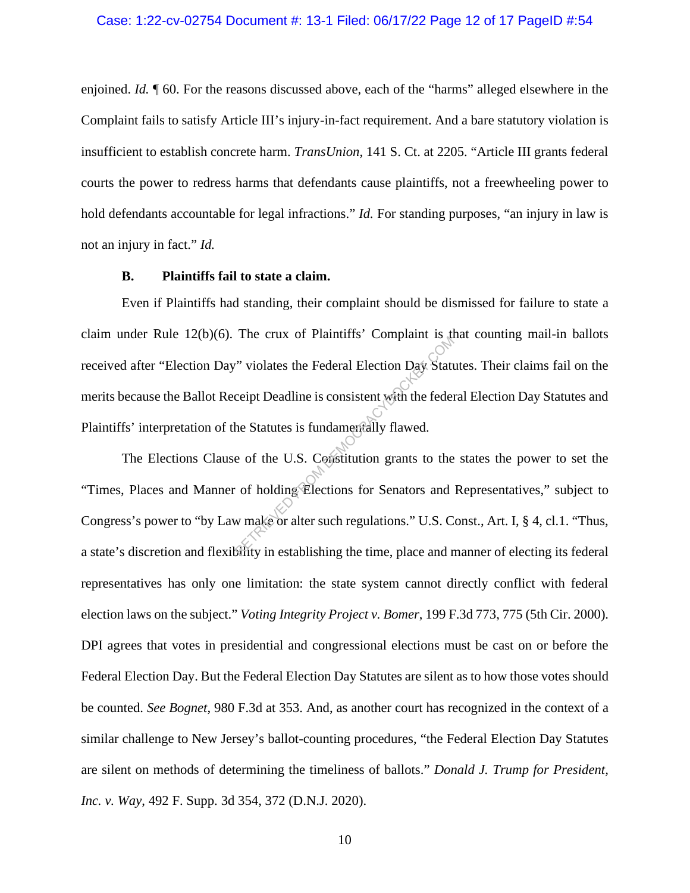enjoined. *Id.* ¶ 60. For the reasons discussed above, each of the "harms" alleged elsewhere in the Complaint fails to satisfy Article III's injury-in-fact requirement. And a bare statutory violation is insufficient to establish concrete harm. *TransUnion*, 141 S. Ct. at 2205. "Article III grants federal courts the power to redress harms that defendants cause plaintiffs, not a freewheeling power to hold defendants accountable for legal infractions." *Id.* For standing purposes, "an injury in law is not an injury in fact." *Id.*

### B. Plaintiffs fail to state a claim.

Even if Plaintiffs had standing, their complaint should be dismissed for failure to state a claim under Rule 12(b)(6). The crux of Plaintiffs' Complaint is that counting mail-in ballots received after "Election Day" violates the Federal Election Day Statutes. Their claims fail on the merits because the Ballot Receipt Deadline is consistent with the federal Election Day Statutes and Plaintiffs' interpretation of the Statutes is fundamentally flawed.

The Elections Clause of the U.S. Constitution grants to the states the power to set the "Times, Places and Manner of holding Elections for Senators and Representatives," subject to Congress's power to "by Law make or alter such regulations." U.S. Const., Art. I, § 4, cl.1. "Thus, a state's discretion and flexibility in establishing the time, place and manner of electing its federal representatives has only one limitation: the state system cannot directly conflict with federal election laws on the subject." *Voting Integrity Project v. Bomer*, 199 F.3d 773, 775 (5th Cir. 2000). DPI agrees that votes in presidential and congressional elections must be cast on or before the Federal Election Day. But the Federal Election Day Statutes are silent as to how those votes should be counted. *See Bognet*, 980 F.3d at 353. And, as another court has recognized in the context of a similar challenge to New Jersey's ballot-counting procedures, "the Federal Election Day Statutes are silent on methods of determining the timeliness of ballots." *Donald J. Trump for President, Inc. v. Way*, 492 F. Supp. 3d 354, 372 (D.N.J. 2020).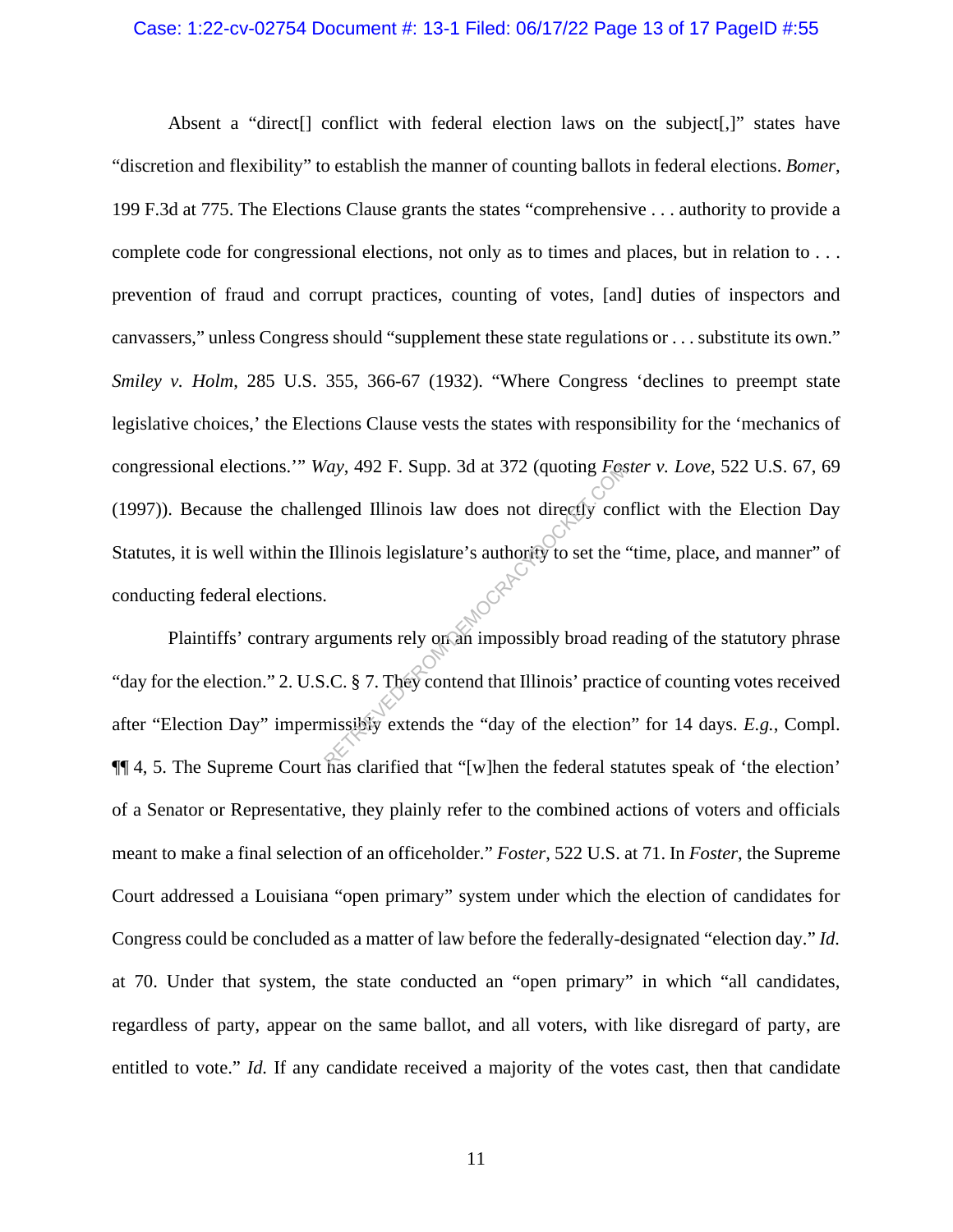Absent a "direct[] conflict with federal election laws on the subject[,]" states have "discretion and flexibility" to establish the manner of counting ballots in federal elections. *Bomer*, 199 F.3d at 775. The Elections Clause grants the states "comprehensive . . . authority to provide a complete code for congressional elections, not only as to times and places, but in relation to . . . prevention of fraud and corrupt practices, counting of votes, [and] duties of inspectors and canvassers," unless Congress should "supplement these state regulations or . . . substitute its own." *Smiley v. Holm*, 285 U.S. 355, 366-67 (1932). "Where Congress 'declines to preempt state legislative choices,' the Elections Clause vests the states with responsibility for the 'mechanics of congressional elections.'" *Way*, 492 F. Supp. 3d at 372 (quoting *Foster v. Love*, 522 U.S. 67, 69 (1997)). Because the challenged Illinois law does not directly conflict with the Election Day Statutes, it is well within the Illinois legislature's authority to set the "time, place, and manner" of conducting federal elections.

Plaintiffs' contrary arguments rely on an impossibly broad reading of the statutory phrase "day for the election." 2. U.S.C. § 7. They contend that Illinois' practice of counting votes received after "Election Day" impermissibly extends the "day of the election" for 14 days. *E.g.*, Compl. ¶¶ 4, 5. The Supreme Court has clarified that "[w]hen the federal statutes speak of 'the election' of a Senator or Representative, they plainly refer to the combined actions of voters and officials meant to make a final selection of an officeholder." *Foster*, 522 U.S. at 71. In *Foster*, the Supreme Court addressed a Louisiana "open primary" system under which the election of candidates for Congress could be concluded as a matter of law before the federally-designated "election day." *Id.* at 70. Under that system, the state conducted an "open primary" in which "all candidates, regardless of party, appear on the same ballot, and all voters, with like disregard of party, are entitled to vote." *Id.* If any candidate received a majority of the votes cast, then that candidate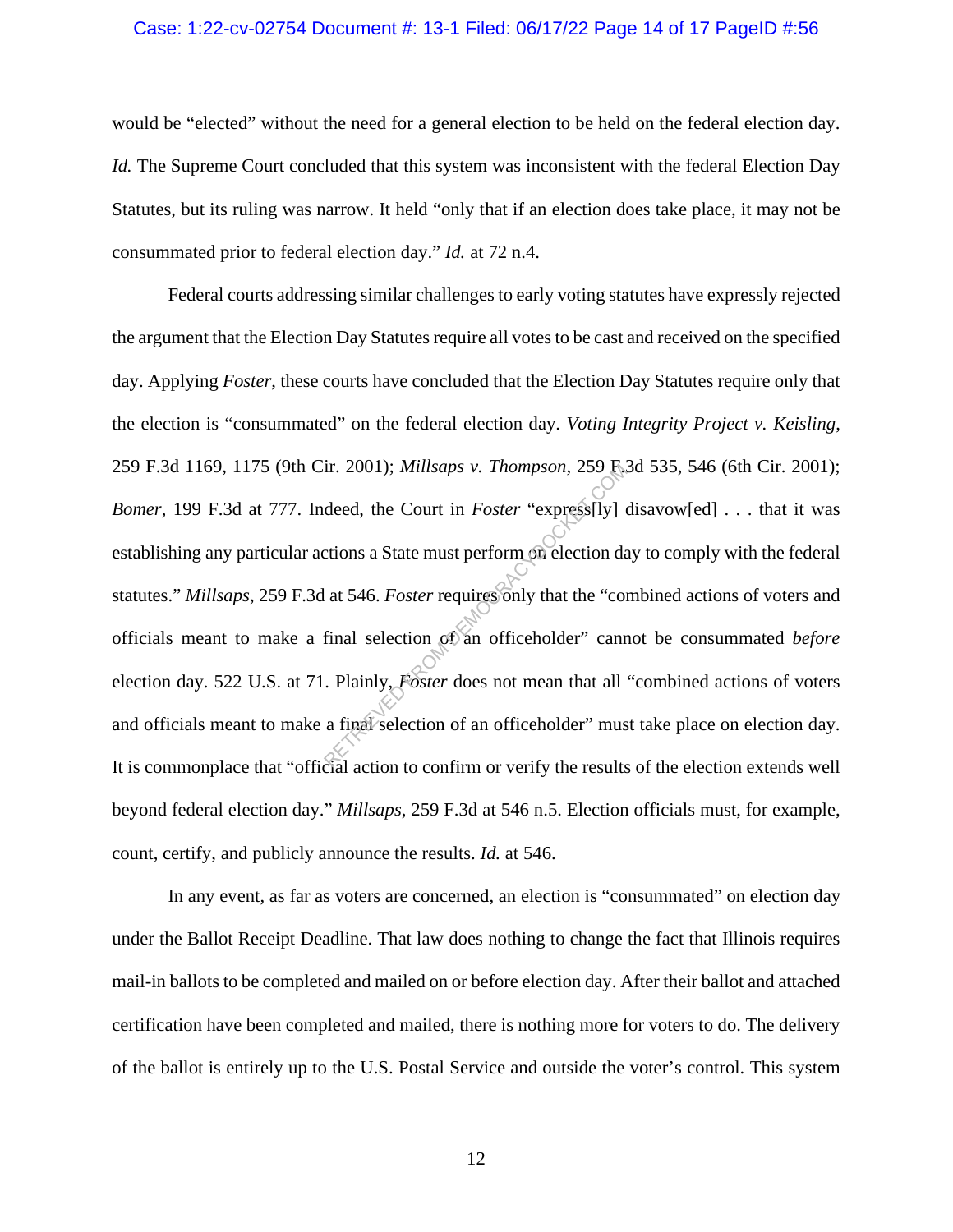would be "elected" without the need for a general election to be held on the federal election day. *Id.* The Supreme Court concluded that this system was inconsistent with the federal Election Day Statutes, but its ruling was narrow. It held "only that if an election does take place, it may not be consummated prior to federal election day." *Id.* at 72 n.4.

Federal courts addressing similar challenges to early voting statutes have expressly rejected the argument that the Election Day Statutes require all votes to be cast and received on the specified day. Applying *Foster*, these courts have concluded that the Election Day Statutes require only that the election is "consummated" on the federal election day. *Voting Integrity Project v. Keisling*, 259 F.3d 1169, 1175 (9th Cir. 2001); *Millsaps v. Thompson*, 259 F.3d 535, 546 (6th Cir. 2001); *Bomer*, 199 F.3d at 777. Indeed, the Court in *Foster* "express[ly] disavow[ed] . . . that it was establishing any particular actions a State must perform on election day to comply with the federal statutes." *Millsaps*, 259 F.3d at 546. *Foster* requires only that the "combined actions of voters and officials meant to make a final selection of an officeholder" cannot be consummated *before* election day. 522 U.S. at 71. Plainly, *Foster* does not mean that all "combined actions of voters and officials meant to make a final selection of an officeholder" must take place on election day. It is commonplace that "official action to confirm or verify the results of the election extends well beyond federal election day." *Millsaps*, 259 F.3d at 546 n.5. Election officials must, for example, count, certify, and publicly announce the results. *Id.* at 546.

In any event, as far as voters are concerned, an election is "consummated" on election day under the Ballot Receipt Deadline. That law does nothing to change the fact that Illinois requires mail-in ballots to be completed and mailed on or before election day. After their ballot and attached certification have been completed and mailed, there is nothing more for voters to do. The delivery of the ballot is entirely up to the U.S. Postal Service and outside the voter's control. This system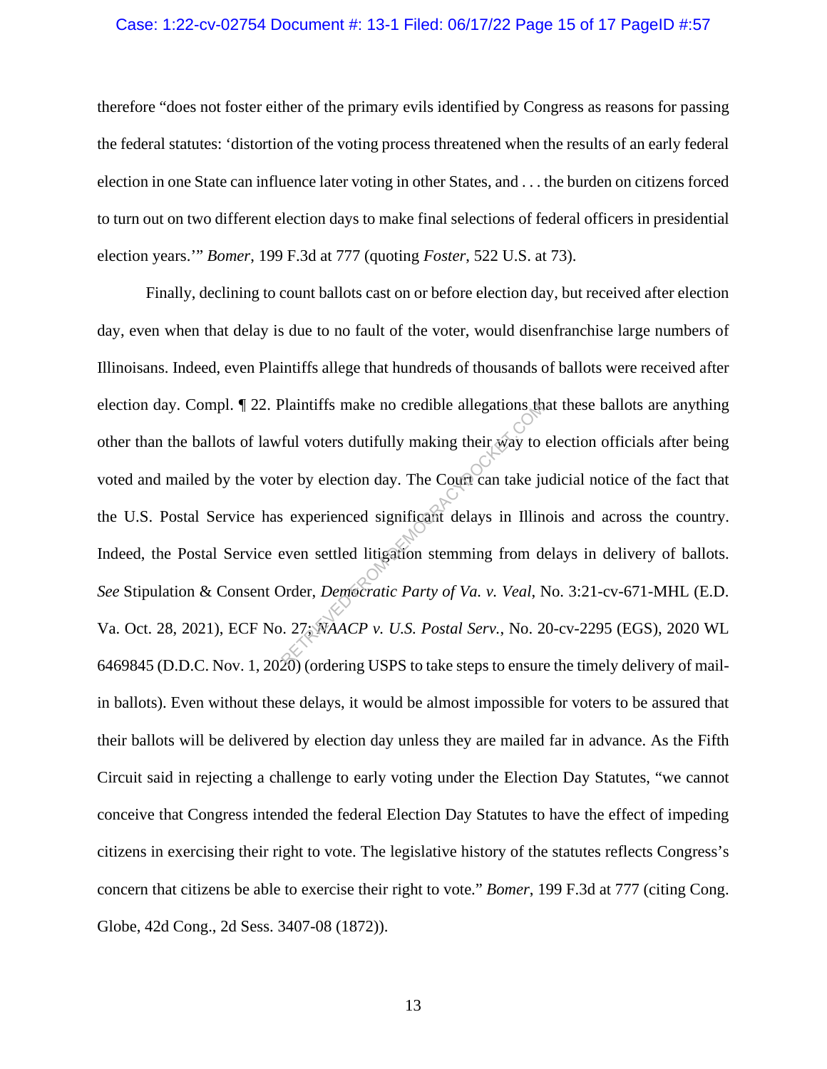therefore "does not foster either of the primary evils identified by Congress as reasons for passing the federal statutes: 'distortion of the voting process threatened when the results of an early federal election in one State can influence later voting in other States, and . . . the burden on citizens forced to turn out on two different election days to make final selections of federal officers in presidential election years.'" *Bomer*, 199 F.3d at 777 (quoting *Foster*, 522 U.S. at 73).

Finally, declining to count ballots cast on or before election day, but received after election day, even when that delay is due to no fault of the voter, would disenfranchise large numbers of Illinoisans. Indeed, even Plaintiffs allege that hundreds of thousands of ballots were received after election day. Compl. ¶ 22. Plaintiffs make no credible allegations that these ballots are anything other than the ballots of lawful voters dutifully making their way to election officials after being voted and mailed by the voter by election day. The Court can take judicial notice of the fact that the U.S. Postal Service has experienced significant delays in Illinois and across the country. Indeed, the Postal Service even settled litigation stemming from delays in delivery of ballots. *See* Stipulation & Consent Order, *Democratic Party of Va. v. Veal*, No. 3:21-cv-671-MHL (E.D. Va. Oct. 28, 2021), ECF No. 27; *NAACP v. U.S. Postal Serv.*, No. 20-cv-2295 (EGS), 2020 WL 6469845 (D.D.C. Nov. 1, 2020) (ordering USPS to take steps to ensure the timely delivery of mail-in ballots). Even without these delays, it would be almost impossible for voters to be assured that their ballots will be delivered by election day unless they are mailed far in advance. As the Fifth Circuit said in rejecting a challenge to early voting under the Election Day Statutes, "we cannot conceive that Congress intended the federal Election Day Statutes to have the effect of impeding citizens in exercising their right to vote. The legislative history of the statutes reflects Congress's concern that citizens be able to exercise their right to vote." *Bomer*, 199 F.3d at 777 (citing Cong. Globe, 42d Cong., 2d Sess. 3407-08 (1872)).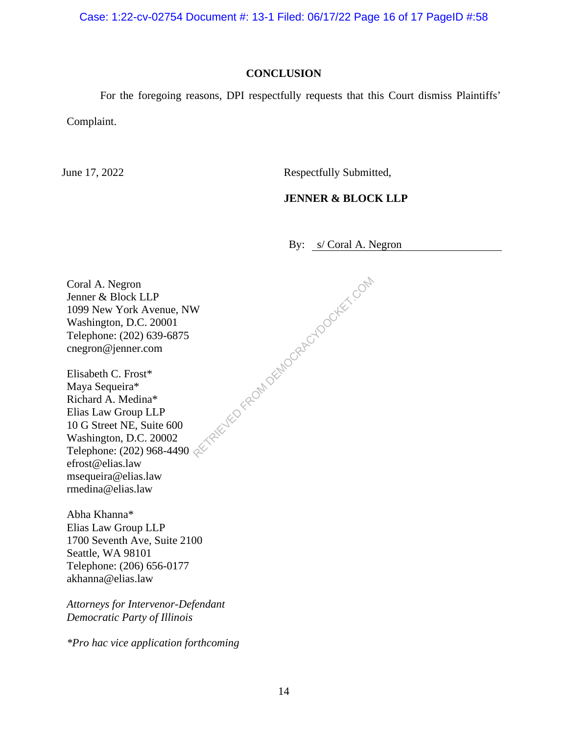## CONCLUSION

For the foregoing reasons, DPI respectfully requests that this Court dismiss Plaintiffs' Complaint.

June 17, 2022

Respectfully Submitted,

**JENNER & BLOCK LLP**

By: s/ Coral A. Negron

Coral A. Negron
Jenner & Block LLP
1099 New York Avenue, NW
Washington, D.C. 20001
Telephone: (202) 639-6875
cnegron@jenner.com

Elisabeth C. Frost*
Maya Sequeira*
Richard A. Medina*
Elias Law Group LLP
10 G Street NE, Suite 600
Washington, D.C. 20002
Telephone: (202) 968-4490
efrost@elias.law
msequeira@elias.law
rmedina@elias.law

Abha Khanna*
Elias Law Group LLP
1700 Seventh Ave, Suite 2100
Seattle, WA 98101
Telephone: (206) 656-0177
akhanna@elias.law

*Attorneys for Intervenor-Defendant Democratic Party of Illinois*

**Pro hac vice application forthcoming*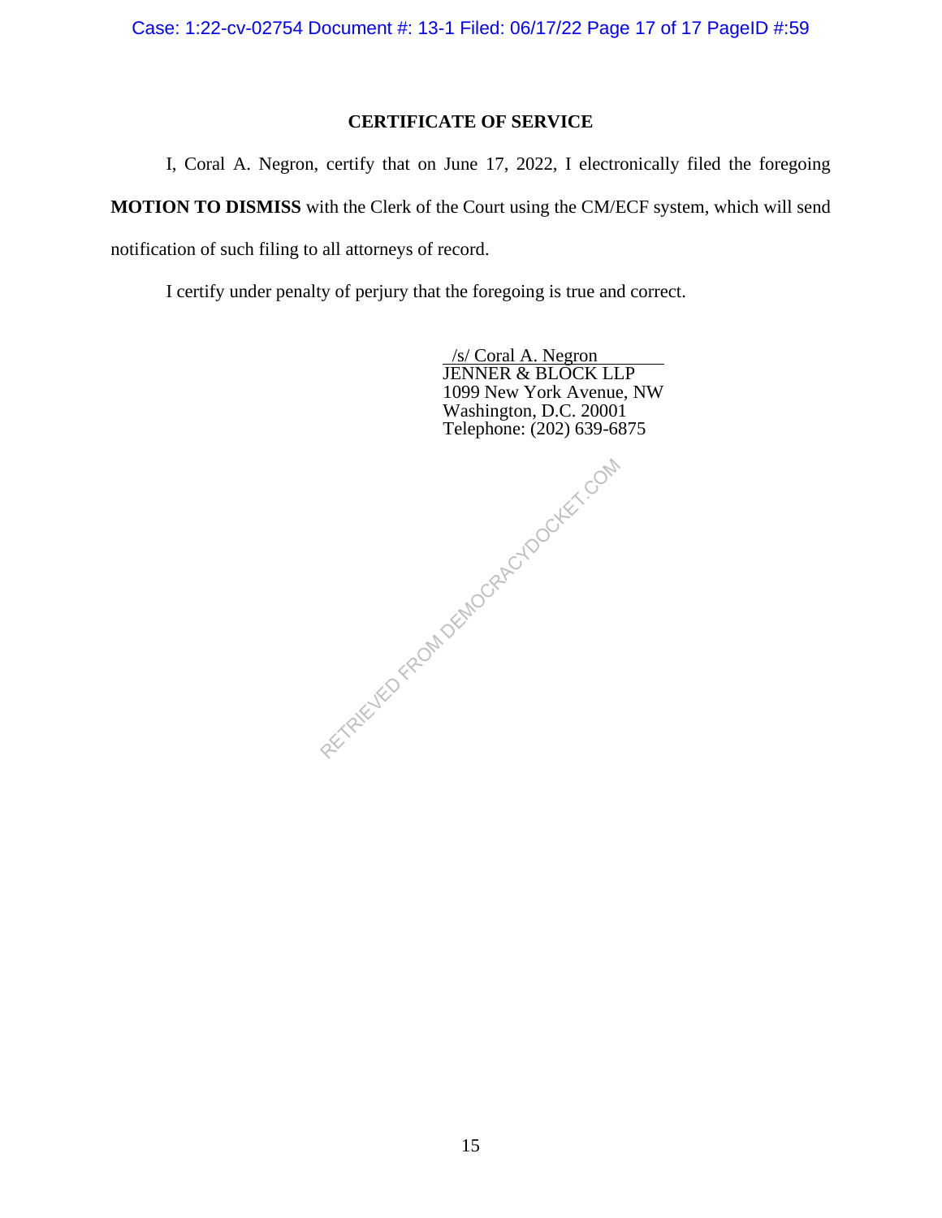## CERTIFICATE OF SERVICE

I, Coral A. Negron, certify that on June 17, 2022, I electronically filed the foregoing **MOTION TO DISMISS** with the Clerk of the Court using the CM/ECF system, which will send notification of such filing to all attorneys of record.

I certify under penalty of perjury that the foregoing is true and correct.

/s/ Coral A. Negron
JENNER & BLOCK LLP
1099 New York Avenue, NW
Washington, D.C. 20001
Telephone: (202) 639-6875